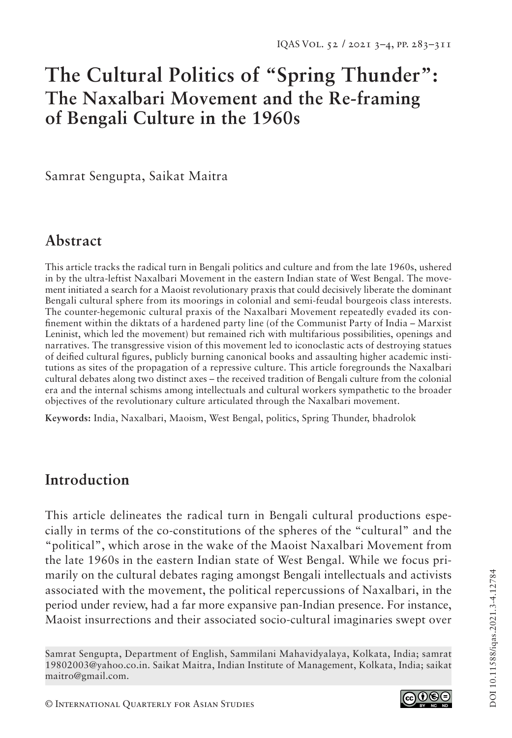# The Cultural Politics of "Spring Thunder": The Naxalbari Movement and the Re-framing of Bengali Culture in the 1960s

Samrat Sengupta, Saikat Maitra

## Abstract

This article tracks the radical turn in Bengali politics and culture and from the late 1960s, ushered in by the ultra-leftist Naxalbari Movement in the eastern Indian state of West Bengal. The movement initiated a search for a Maoist revolutionary praxis that could decisively liberate the dominant Bengali cultural sphere from its moorings in colonial and semi-feudal bourgeois class interests. The counter-hegemonic cultural praxis of the Naxalbari Movement repeatedly evaded its confinement within the diktats of a hardened party line (of the Communist Party of India – Marxist Leninist, which led the movement) but remained rich with multifarious possibilities, openings and narratives. The transgressive vision of this movement led to iconoclastic acts of destroying statues of deified cultural figures, publicly burning canonical books and assaulting higher academic institutions as sites of the propagation of a repressive culture. This article foregrounds the Naxalbari cultural debates along two distinct axes – the received tradition of Bengali culture from the colonial era and the internal schisms among intellectuals and cultural workers sympathetic to the broader objectives of the revolutionary culture articulated through the Naxalbari movement.

**Keywords:** India, Naxalbari, Maoism, West Bengal, politics, Spring Thunder, bhadrolok

## Introduction

This article delineates the radical turn in Bengali cultural productions especially in terms of the co-constitutions of the spheres of the "cultural" and the "political", which arose in the wake of the Maoist Naxalbari Movement from the late 1960s in the eastern Indian state of West Bengal. While we focus primarily on the cultural debates raging amongst Bengali intellectuals and activists associated with the movement, the political repercussions of Naxalbari, in the period under review, had a far more expansive pan-Indian presence. For instance, Maoist insurrections and their associated socio-cultural imaginaries swept over

Samrat Sengupta, Department of English, Sammilani Mahavidyalaya, Kolkata, India; samrat19802003@yahoo.co.in. Saikat Maitra, Indian Institute of Management, Kolkata, India; saikatmaitro@gmail.com.

© International Quarterly for Asian Studies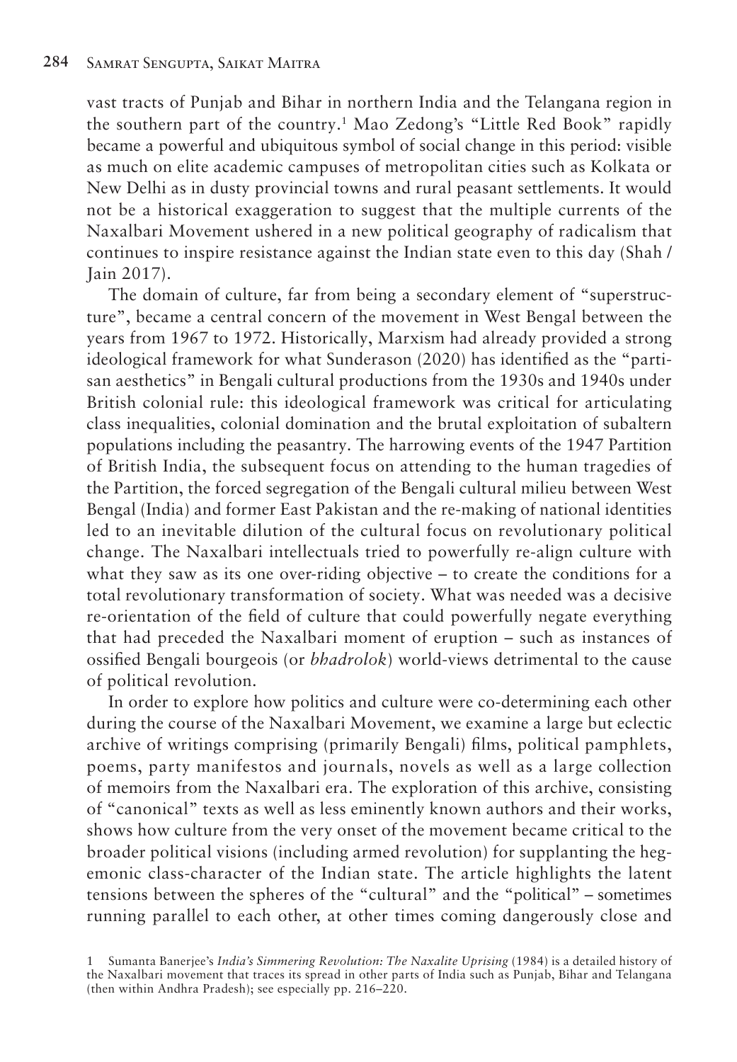vast tracts of Punjab and Bihar in northern India and the Telangana region in the southern part of the country.[1] Mao Zedong's "Little Red Book" rapidly became a powerful and ubiquitous symbol of social change in this period: visible as much on elite academic campuses of metropolitan cities such as Kolkata or New Delhi as in dusty provincial towns and rural peasant settlements. It would not be a historical exaggeration to suggest that the multiple currents of the Naxalbari Movement ushered in a new political geography of radicalism that continues to inspire resistance against the Indian state even to this day (Shah / Jain 2017).

The domain of culture, far from being a secondary element of "superstructure", became a central concern of the movement in West Bengal between the years from 1967 to 1972. Historically, Marxism had already provided a strong ideological framework for what Sunderason (2020) has identified as the "partisan aesthetics" in Bengali cultural productions from the 1930s and 1940s under British colonial rule: this ideological framework was critical for articulating class inequalities, colonial domination and the brutal exploitation of subaltern populations including the peasantry. The harrowing events of the 1947 Partition of British India, the subsequent focus on attending to the human tragedies of the Partition, the forced segregation of the Bengali cultural milieu between West Bengal (India) and former East Pakistan and the re-making of national identities led to an inevitable dilution of the cultural focus on revolutionary political change. The Naxalbari intellectuals tried to powerfully re-align culture with what they saw as its one over-riding objective – to create the conditions for a total revolutionary transformation of society. What was needed was a decisive re-orientation of the field of culture that could powerfully negate everything that had preceded the Naxalbari moment of eruption – such as instances of ossified Bengali bourgeois (or *bhadrolok*) world-views detrimental to the cause of political revolution.

In order to explore how politics and culture were co-determining each other during the course of the Naxalbari Movement, we examine a large but eclectic archive of writings comprising (primarily Bengali) films, political pamphlets, poems, party manifestos and journals, novels as well as a large collection of memoirs from the Naxalbari era. The exploration of this archive, consisting of "canonical" texts as well as less eminently known authors and their works, shows how culture from the very onset of the movement became critical to the broader political visions (including armed revolution) for supplanting the hegemonic class-character of the Indian state. The article highlights the latent tensions between the spheres of the "cultural" and the "political" – sometimes running parallel to each other, at other times coming dangerously close and

1 Sumanta Banerjee's *India's Simmering Revolution: The Naxalite Uprising* (1984) is a detailed history of the Naxalbari movement that traces its spread in other parts of India such as Punjab, Bihar and Telangana (then within Andhra Pradesh); see especially pp. 216–220.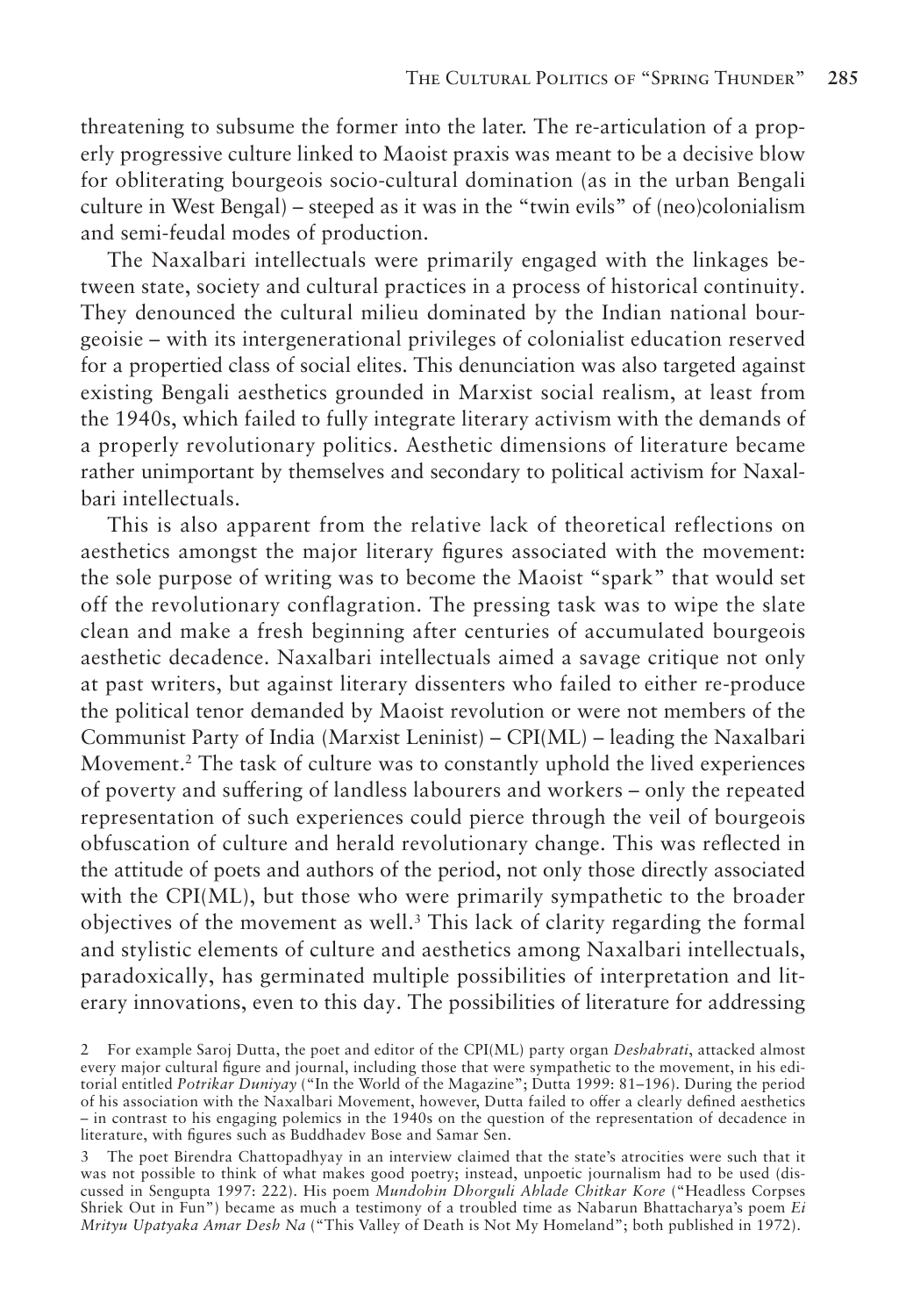threatening to subsume the former into the later. The re-articulation of a properly progressive culture linked to Maoist praxis was meant to be a decisive blow for obliterating bourgeois socio-cultural domination (as in the urban Bengali culture in West Bengal) – steeped as it was in the "twin evils" of (neo)colonialism and semi-feudal modes of production.

The Naxalbari intellectuals were primarily engaged with the linkages between state, society and cultural practices in a process of historical continuity. They denounced the cultural milieu dominated by the Indian national bourgeoisie – with its intergenerational privileges of colonialist education reserved for a propertied class of social elites. This denunciation was also targeted against existing Bengali aesthetics grounded in Marxist social realism, at least from the 1940s, which failed to fully integrate literary activism with the demands of a properly revolutionary politics. Aesthetic dimensions of literature became rather unimportant by themselves and secondary to political activism for Naxalbari intellectuals.

This is also apparent from the relative lack of theoretical reflections on aesthetics amongst the major literary figures associated with the movement: the sole purpose of writing was to become the Maoist "spark" that would set off the revolutionary conflagration. The pressing task was to wipe the slate clean and make a fresh beginning after centuries of accumulated bourgeois aesthetic decadence. Naxalbari intellectuals aimed a savage critique not only at past writers, but against literary dissenters who failed to either re-produce the political tenor demanded by Maoist revolution or were not members of the Communist Party of India (Marxist Leninist) – CPI(ML) – leading the Naxalbari Movement.[2] The task of culture was to constantly uphold the lived experiences of poverty and suffering of landless labourers and workers – only the repeated representation of such experiences could pierce through the veil of bourgeois obfuscation of culture and herald revolutionary change. This was reflected in the attitude of poets and authors of the period, not only those directly associated with the CPI(ML), but those who were primarily sympathetic to the broader objectives of the movement as well.[3] This lack of clarity regarding the formal and stylistic elements of culture and aesthetics among Naxalbari intellectuals, paradoxically, has germinated multiple possibilities of interpretation and literary innovations, even to this day. The possibilities of literature for addressing

2 For example Saroj Dutta, the poet and editor of the CPI(ML) party organ *Deshabrati*, attacked almost every major cultural figure and journal, including those that were sympathetic to the movement, in his editorial entitled *Potrikar Duniyay* ("In the World of the Magazine"; Dutta 1999: 81–196). During the period of his association with the Naxalbari Movement, however, Dutta failed to offer a clearly defined aesthetics – in contrast to his engaging polemics in the 1940s on the question of the representation of decadence in literature, with figures such as Buddhadev Bose and Samar Sen.

3 The poet Birendra Chattopadhyay in an interview claimed that the state's atrocities were such that it was not possible to think of what makes good poetry; instead, unpoetic journalism had to be used (discussed in Sengupta 1997: 222). His poem *Mundohin Dhorguli Ahlade Chitkar Kore* ("Headless Corpses Shriek Out in Fun") became as much a testimony of a troubled time as Nabarun Bhattacharya's poem *Ei Mrityu Upatyaka Amar Desh Na* ("This Valley of Death is Not My Homeland"; both published in 1972).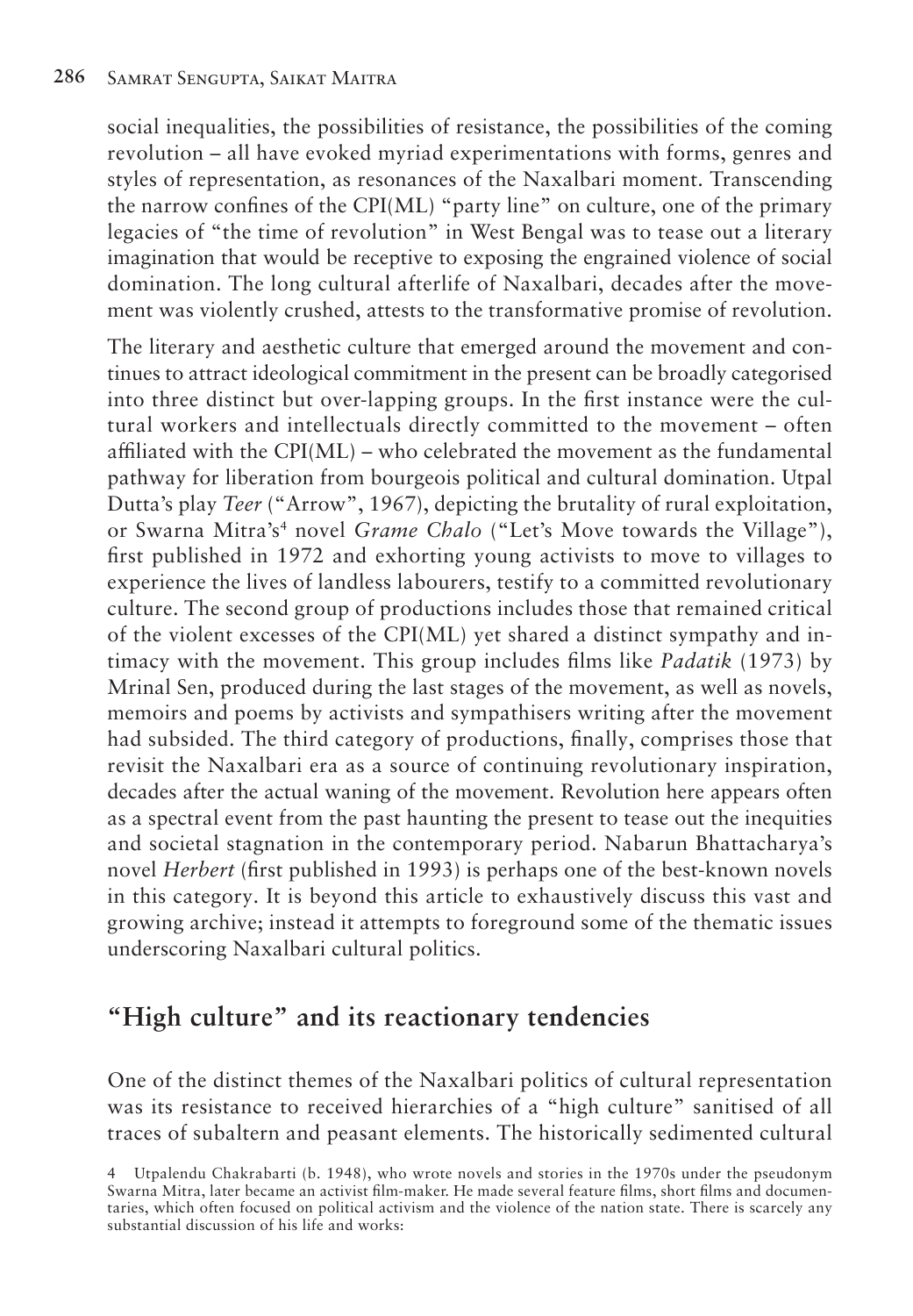social inequalities, the possibilities of resistance, the possibilities of the coming revolution – all have evoked myriad experimentations with forms, genres and styles of representation, as resonances of the Naxalbari moment. Transcending the narrow confines of the CPI(ML) "party line" on culture, one of the primary legacies of "the time of revolution" in West Bengal was to tease out a literary imagination that would be receptive to exposing the engrained violence of social domination. The long cultural afterlife of Naxalbari, decades after the movement was violently crushed, attests to the transformative promise of revolution.

The literary and aesthetic culture that emerged around the movement and continues to attract ideological commitment in the present can be broadly categorised into three distinct but over-lapping groups. In the first instance were the cultural workers and intellectuals directly committed to the movement – often affiliated with the CPI(ML) – who celebrated the movement as the fundamental pathway for liberation from bourgeois political and cultural domination. Utpal Dutta's play *Teer* ("Arrow", 1967), depicting the brutality of rural exploitation, or Swarna Mitra's[4] novel *Grame Chalo* ("Let's Move towards the Village"), first published in 1972 and exhorting young activists to move to villages to experience the lives of landless labourers, testify to a committed revolutionary culture. The second group of productions includes those that remained critical of the violent excesses of the CPI(ML) yet shared a distinct sympathy and intimacy with the movement. This group includes films like *Padatik* (1973) by Mrinal Sen, produced during the last stages of the movement, as well as novels, memoirs and poems by activists and sympathisers writing after the movement had subsided. The third category of productions, finally, comprises those that revisit the Naxalbari era as a source of continuing revolutionary inspiration, decades after the actual waning of the movement. Revolution here appears often as a spectral event from the past haunting the present to tease out the inequities and societal stagnation in the contemporary period. Nabarun Bhattacharya's novel *Herbert* (first published in 1993) is perhaps one of the best-known novels in this category. It is beyond this article to exhaustively discuss this vast and growing archive; instead it attempts to foreground some of the thematic issues underscoring Naxalbari cultural politics.

## "High culture" and its reactionary tendencies

One of the distinct themes of the Naxalbari politics of cultural representation was its resistance to received hierarchies of a "high culture" sanitised of all traces of subaltern and peasant elements. The historically sedimented cultural

4 Utpalendu Chakrabarti (b. 1948), who wrote novels and stories in the 1970s under the pseudonym Swarna Mitra, later became an activist film-maker. He made several feature films, short films and documentaries, which often focused on political activism and the violence of the nation state. There is scarcely any substantial discussion of his life and works: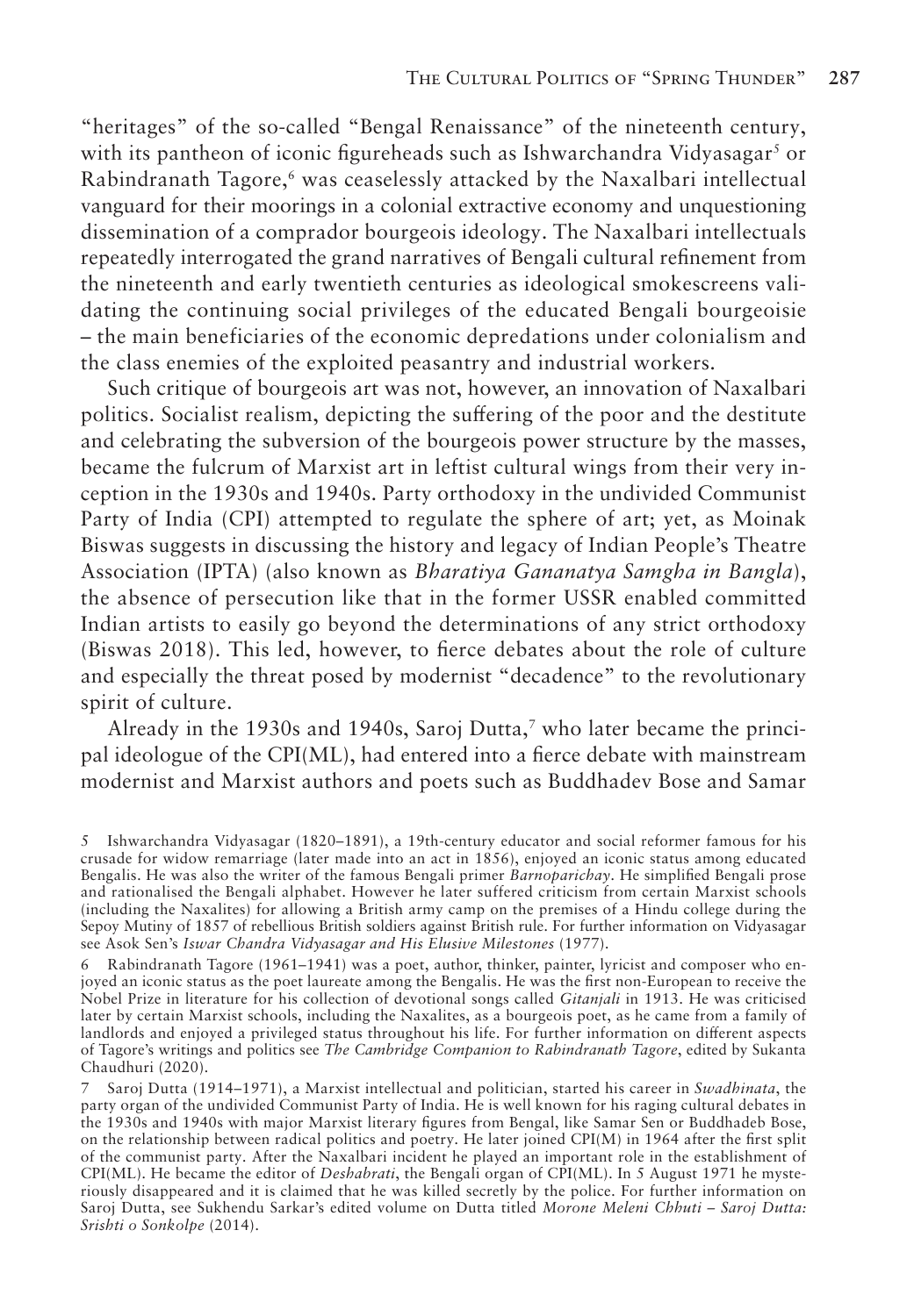"heritages" of the so-called "Bengal Renaissance" of the nineteenth century, with its pantheon of iconic figureheads such as Ishwarchandra Vidyasagar[5] or Rabindranath Tagore,[6] was ceaselessly attacked by the Naxalbari intellectual vanguard for their moorings in a colonial extractive economy and unquestioning dissemination of a comprador bourgeois ideology. The Naxalbari intellectuals repeatedly interrogated the grand narratives of Bengali cultural refinement from the nineteenth and early twentieth centuries as ideological smokescreens validating the continuing social privileges of the educated Bengali bourgeoisie – the main beneficiaries of the economic depredations under colonialism and the class enemies of the exploited peasantry and industrial workers.

Such critique of bourgeois art was not, however, an innovation of Naxalbari politics. Socialist realism, depicting the suffering of the poor and the destitute and celebrating the subversion of the bourgeois power structure by the masses, became the fulcrum of Marxist art in leftist cultural wings from their very inception in the 1930s and 1940s. Party orthodoxy in the undivided Communist Party of India (CPI) attempted to regulate the sphere of art; yet, as Moinak Biswas suggests in discussing the history and legacy of Indian People's Theatre Association (IPTA) (also known as *Bharatiya Gananatya Samgha in Bangla*), the absence of persecution like that in the former USSR enabled committed Indian artists to easily go beyond the determinations of any strict orthodoxy (Biswas 2018). This led, however, to fierce debates about the role of culture and especially the threat posed by modernist "decadence" to the revolutionary spirit of culture.

Already in the 1930s and 1940s, Saroj Dutta,[7] who later became the principal ideologue of the CPI(ML), had entered into a fierce debate with mainstream modernist and Marxist authors and poets such as Buddhadev Bose and Samar

5 Ishwarchandra Vidyasagar (1820–1891), a 19th-century educator and social reformer famous for his crusade for widow remarriage (later made into an act in 1856), enjoyed an iconic status among educated Bengalis. He was also the writer of the famous Bengali primer *Barnoparichay*. He simplified Bengali prose and rationalised the Bengali alphabet. However he later suffered criticism from certain Marxist schools (including the Naxalites) for allowing a British army camp on the premises of a Hindu college during the Sepoy Mutiny of 1857 of rebellious British soldiers against British rule. For further information on Vidyasagar see Asok Sen's *Iswar Chandra Vidyasagar and His Elusive Milestones* (1977).

6 Rabindranath Tagore (1961–1941) was a poet, author, thinker, painter, lyricist and composer who enjoyed an iconic status as the poet laureate among the Bengalis. He was the first non-European to receive the Nobel Prize in literature for his collection of devotional songs called *Gitanjali* in 1913. He was criticised later by certain Marxist schools, including the Naxalites, as a bourgeois poet, as he came from a family of landlords and enjoyed a privileged status throughout his life. For further information on different aspects of Tagore's writings and politics see *The Cambridge Companion to Rabindranath Tagore*, edited by Sukanta Chaudhuri (2020).

7 Saroj Dutta (1914–1971), a Marxist intellectual and politician, started his career in *Swadhinata*, the party organ of the undivided Communist Party of India. He is well known for his raging cultural debates in the 1930s and 1940s with major Marxist literary figures from Bengal, like Samar Sen or Buddhadeb Bose, on the relationship between radical politics and poetry. He later joined CPI(M) in 1964 after the first split of the communist party. After the Naxalbari incident he played an important role in the establishment of CPI(ML). He became the editor of *Deshabrati*, the Bengali organ of CPI(ML). In 5 August 1971 he mysteriously disappeared and it is claimed that he was killed secretly by the police. For further information on Saroj Dutta, see Sukhendu Sarkar's edited volume on Dutta titled *Morone Meleni Chhuti – Saroj Dutta: Srishti o Sonkolpe* (2014).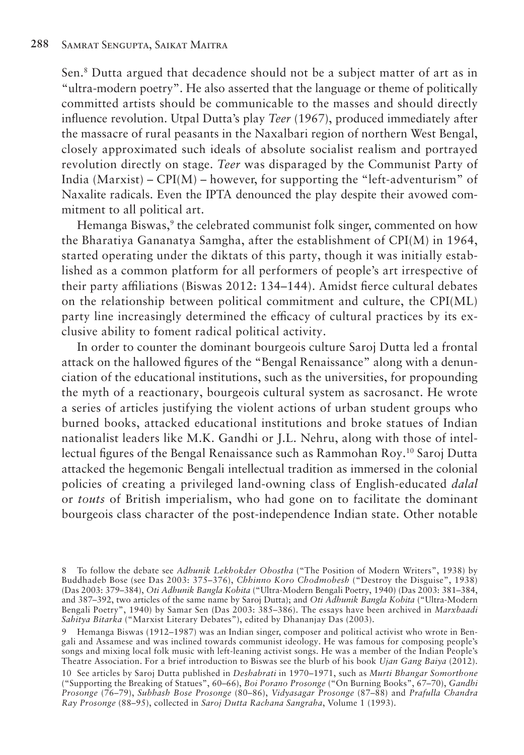Sen.[8] Dutta argued that decadence should not be a subject matter of art as in "ultra-modern poetry". He also asserted that the language or theme of politically committed artists should be communicable to the masses and should directly influence revolution. Utpal Dutta's play *Teer* (1967), produced immediately after the massacre of rural peasants in the Naxalbari region of northern West Bengal, closely approximated such ideals of absolute socialist realism and portrayed revolution directly on stage. *Teer* was disparaged by the Communist Party of India (Marxist) – CPI(M) – however, for supporting the "left-adventurism" of Naxalite radicals. Even the IPTA denounced the play despite their avowed commitment to all political art.

Hemanga Biswas,[9] the celebrated communist folk singer, commented on how the Bharatiya Gananatya Samgha, after the establishment of CPI(M) in 1964, started operating under the diktats of this party, though it was initially established as a common platform for all performers of people's art irrespective of their party affiliations (Biswas 2012: 134–144). Amidst fierce cultural debates on the relationship between political commitment and culture, the CPI(ML) party line increasingly determined the efficacy of cultural practices by its exclusive ability to foment radical political activity.

In order to counter the dominant bourgeois culture Saroj Dutta led a frontal attack on the hallowed figures of the "Bengal Renaissance" along with a denunciation of the educational institutions, such as the universities, for propounding the myth of a reactionary, bourgeois cultural system as sacrosanct. He wrote a series of articles justifying the violent actions of urban student groups who burned books, attacked educational institutions and broke statues of Indian nationalist leaders like M.K. Gandhi or J.L. Nehru, along with those of intellectual figures of the Bengal Renaissance such as Rammohan Roy.[10] Saroj Dutta attacked the hegemonic Bengali intellectual tradition as immersed in the colonial policies of creating a privileged land-owning class of English-educated *dalal* or *touts* of British imperialism, who had gone on to facilitate the dominant bourgeois class character of the post-independence Indian state. Other notable

8 To follow the debate see *Adhunik Lekhokder Obostha* ("The Position of Modern Writers", 1938) by Buddhadeb Bose (see Das 2003: 375–376), *Chhinno Koro Chodmobesh* ("Destroy the Disguise", 1938) (Das 2003: 379–384), *Oti Adhunik Bangla Kobita* ("Ultra-Modern Bengali Poetry, 1940) (Das 2003: 381–384, and 387–392, two articles of the same name by Saroj Dutta); and *Oti Adhunik Bangla Kobita* ("Ultra-Modern Bengali Poetry", 1940) by Samar Sen (Das 2003: 385–386). The essays have been archived in *Marxbaadi Sahitya Bitarka* ("Marxist Literary Debates"), edited by Dhananjay Das (2003).

9 Hemanga Biswas (1912–1987) was an Indian singer, composer and political activist who wrote in Bengali and Assamese and was inclined towards communist ideology. He was famous for composing people's songs and mixing local folk music with left-leaning activist songs. He was a member of the Indian People's Theatre Association. For a brief introduction to Biswas see the blurb of his book *Ujan Gang Baiya* (2012).

10 See articles by Saroj Dutta published in *Deshabrati* in 1970–1971, such as *Murti Bhangar Somorthone* ("Supporting the Breaking of Statues", 60–66), *Boi Porano Prosonge* ("On Burning Books", 67–70), *Gandhi Prosonge* (76–79), *Subhash Bose Prosonge* (80–86), *Vidyasagar Prosonge* (87–88) and *Prafulla Chandra Ray Prosonge* (88–95), collected in *Saroj Dutta Rachana Sangraha*, Volume 1 (1993).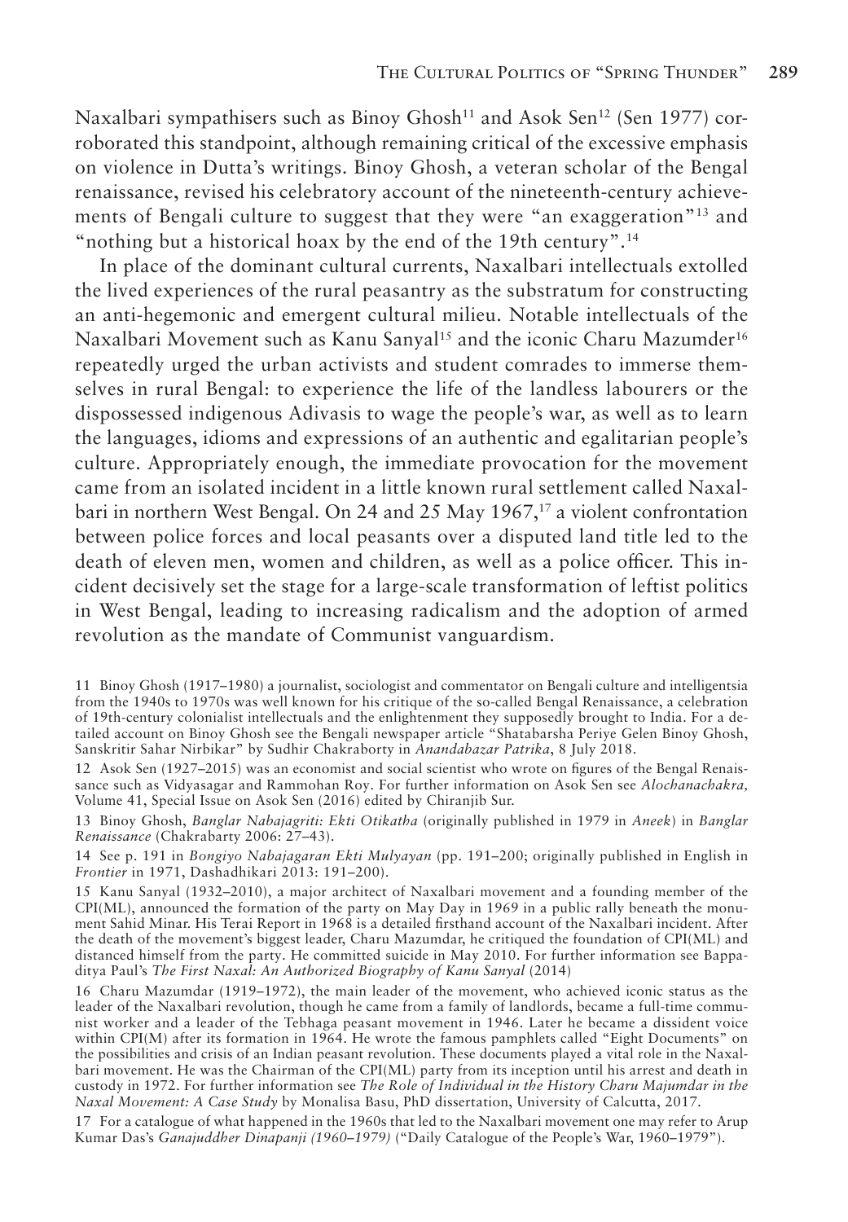Naxalbari sympathisers such as Binoy Ghosh[11] and Asok Sen[12] (Sen 1977) corroborated this standpoint, although remaining critical of the excessive emphasis on violence in Dutta's writings. Binoy Ghosh, a veteran scholar of the Bengal renaissance, revised his celebratory account of the nineteenth-century achievements of Bengali culture to suggest that they were "an exaggeration"[13] and "nothing but a historical hoax by the end of the 19th century".[14]

In place of the dominant cultural currents, Naxalbari intellectuals extolled the lived experiences of the rural peasantry as the substratum for constructing an anti-hegemonic and emergent cultural milieu. Notable intellectuals of the Naxalbari Movement such as Kanu Sanyal[15] and the iconic Charu Mazumder[16] repeatedly urged the urban activists and student comrades to immerse themselves in rural Bengal: to experience the life of the landless labourers or the dispossessed indigenous Adivasis to wage the people's war, as well as to learn the languages, idioms and expressions of an authentic and egalitarian people's culture. Appropriately enough, the immediate provocation for the movement came from an isolated incident in a little known rural settlement called Naxalbari in northern West Bengal. On 24 and 25 May 1967,[17] a violent confrontation between police forces and local peasants over a disputed land title led to the death of eleven men, women and children, as well as a police officer. This incident decisively set the stage for a large-scale transformation of leftist politics in West Bengal, leading to increasing radicalism and the adoption of armed revolution as the mandate of Communist vanguardism.

11 Binoy Ghosh (1917–1980) a journalist, sociologist and commentator on Bengali culture and intelligentsia from the 1940s to 1970s was well known for his critique of the so-called Bengal Renaissance, a celebration of 19th-century colonialist intellectuals and the enlightenment they supposedly brought to India. For a detailed account on Binoy Ghosh see the Bengali newspaper article "Shatabarsha Periye Gelen Binoy Ghosh, Sanskritir Sahar Nirbikar" by Sudhir Chakraborty in *Anandabazar Patrika*, 8 July 2018.

12 Asok Sen (1927–2015) was an economist and social scientist who wrote on figures of the Bengal Renaissance such as Vidyasagar and Rammohan Roy. For further information on Asok Sen see *Alochanachakra,* Volume 41, Special Issue on Asok Sen (2016) edited by Chiranjib Sur.

13 Binoy Ghosh, *Banglar Nabajagriti: Ekti Otikatha* (originally published in 1979 in *Aneek*) in *Banglar Renaissance* (Chakrabarty 2006: 27–43).

14 See p. 191 in *Bongiyo Nabajagaran Ekti Mulyayan* (pp. 191–200; originally published in English in *Frontier* in 1971, Dashadhikari 2013: 191–200).

15 Kanu Sanyal (1932–2010), a major architect of Naxalbari movement and a founding member of the CPI(ML), announced the formation of the party on May Day in 1969 in a public rally beneath the monument Sahid Minar. His Terai Report in 1968 is a detailed firsthand account of the Naxalbari incident. After the death of the movement's biggest leader, Charu Mazumdar, he critiqued the foundation of CPI(ML) and distanced himself from the party. He committed suicide in May 2010. For further information see Bappaditya Paul's *The First Naxal: An Authorized Biography of Kanu Sanyal* (2014)

16 Charu Mazumdar (1919–1972), the main leader of the movement, who achieved iconic status as the leader of the Naxalbari revolution, though he came from a family of landlords, became a full-time communist worker and a leader of the Tebhaga peasant movement in 1946. Later he became a dissident voice within CPI(M) after its formation in 1964. He wrote the famous pamphlets called "Eight Documents" on the possibilities and crisis of an Indian peasant revolution. These documents played a vital role in the Naxalbari movement. He was the Chairman of the CPI(ML) party from its inception until his arrest and death in custody in 1972. For further information see *The Role of Individual in the History Charu Majumdar in the Naxal Movement: A Case Study* by Monalisa Basu, PhD dissertation, University of Calcutta, 2017.

17 For a catalogue of what happened in the 1960s that led to the Naxalbari movement one may refer to Arup Kumar Das's *Ganajuddher Dinapanji (1960–1979)* ("Daily Catalogue of the People's War, 1960–1979").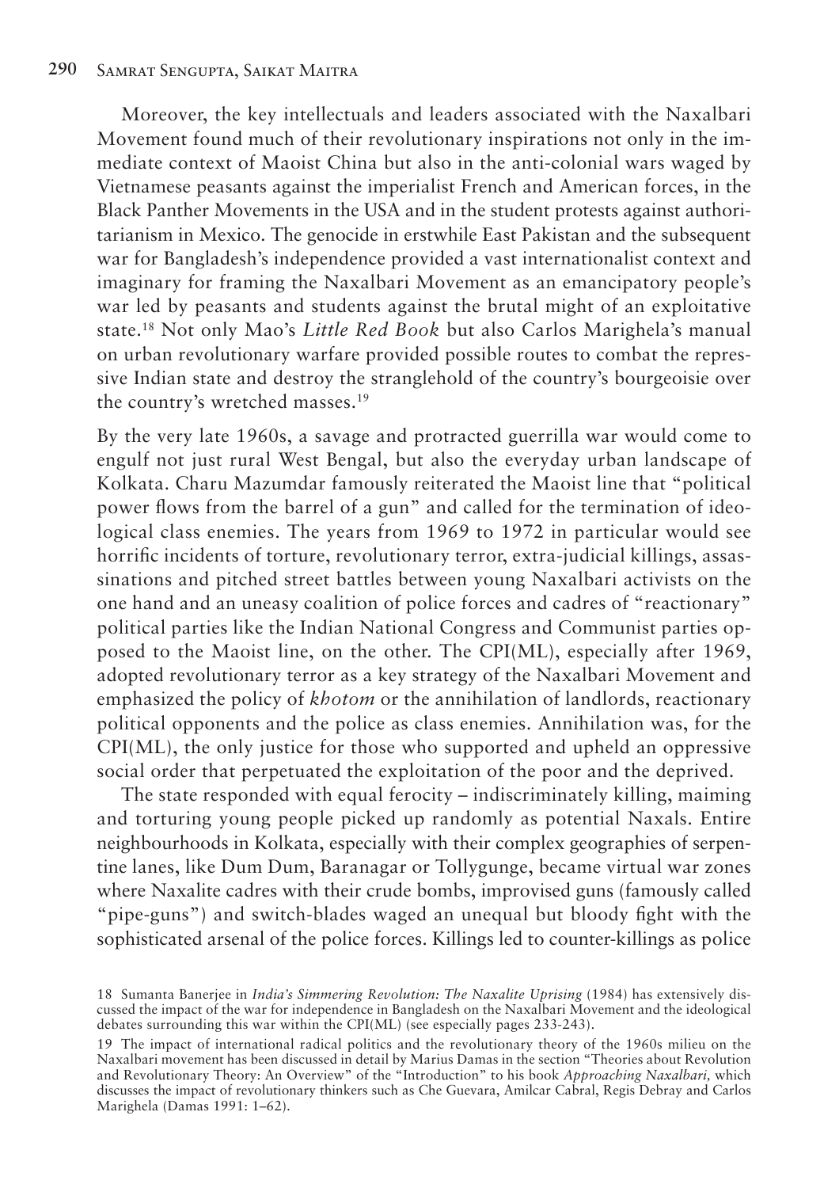Moreover, the key intellectuals and leaders associated with the Naxalbari Movement found much of their revolutionary inspirations not only in the immediate context of Maoist China but also in the anti-colonial wars waged by Vietnamese peasants against the imperialist French and American forces, in the Black Panther Movements in the USA and in the student protests against authoritarianism in Mexico. The genocide in erstwhile East Pakistan and the subsequent war for Bangladesh's independence provided a vast internationalist context and imaginary for framing the Naxalbari Movement as an emancipatory people's war led by peasants and students against the brutal might of an exploitative state.[18] Not only Mao's *Little Red Book* but also Carlos Marighela's manual on urban revolutionary warfare provided possible routes to combat the repressive Indian state and destroy the stranglehold of the country's bourgeoisie over the country's wretched masses.[19]

By the very late 1960s, a savage and protracted guerrilla war would come to engulf not just rural West Bengal, but also the everyday urban landscape of Kolkata. Charu Mazumdar famously reiterated the Maoist line that "political power flows from the barrel of a gun" and called for the termination of ideological class enemies. The years from 1969 to 1972 in particular would see horrific incidents of torture, revolutionary terror, extra-judicial killings, assassinations and pitched street battles between young Naxalbari activists on the one hand and an uneasy coalition of police forces and cadres of "reactionary" political parties like the Indian National Congress and Communist parties opposed to the Maoist line, on the other. The CPI(ML), especially after 1969, adopted revolutionary terror as a key strategy of the Naxalbari Movement and emphasized the policy of *khotom* or the annihilation of landlords, reactionary political opponents and the police as class enemies. Annihilation was, for the CPI(ML), the only justice for those who supported and upheld an oppressive social order that perpetuated the exploitation of the poor and the deprived.

The state responded with equal ferocity – indiscriminately killing, maiming and torturing young people picked up randomly as potential Naxals. Entire neighbourhoods in Kolkata, especially with their complex geographies of serpentine lanes, like Dum Dum, Baranagar or Tollygunge, became virtual war zones where Naxalite cadres with their crude bombs, improvised guns (famously called "pipe-guns") and switch-blades waged an unequal but bloody fight with the sophisticated arsenal of the police forces. Killings led to counter-killings as police

18 Sumanta Banerjee in *India's Simmering Revolution: The Naxalite Uprising* (1984) has extensively discussed the impact of the war for independence in Bangladesh on the Naxalbari Movement and the ideological debates surrounding this war within the CPI(ML) (see especially pages 233-243).

19 The impact of international radical politics and the revolutionary theory of the 1960s milieu on the Naxalbari movement has been discussed in detail by Marius Damas in the section "Theories about Revolution and Revolutionary Theory: An Overview" of the "Introduction" to his book *Approaching Naxalbari,* which discusses the impact of revolutionary thinkers such as Che Guevara, Amilcar Cabral, Regis Debray and Carlos Marighela (Damas 1991: 1–62).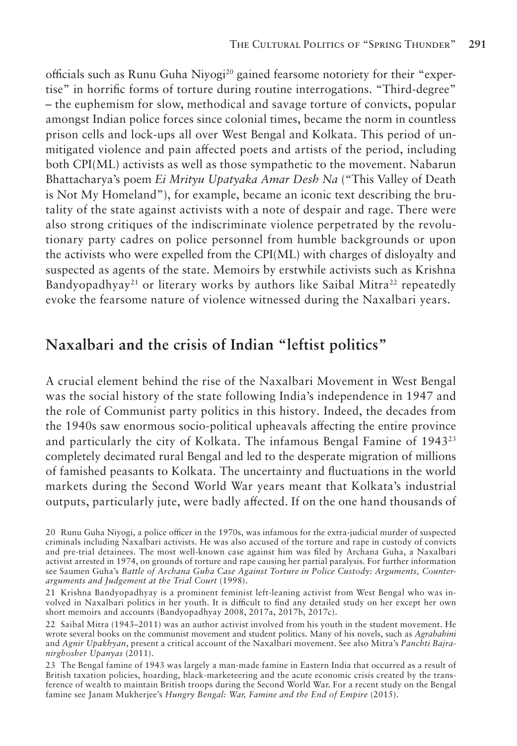officials such as Runu Guha Niyogi[20] gained fearsome notoriety for their "expertise" in horrific forms of torture during routine interrogations. "Third-degree" – the euphemism for slow, methodical and savage torture of convicts, popular amongst Indian police forces since colonial times, became the norm in countless prison cells and lock-ups all over West Bengal and Kolkata. This period of unmitigated violence and pain affected poets and artists of the period, including both CPI(ML) activists as well as those sympathetic to the movement. Nabarun Bhattacharya's poem *Ei Mrityu Upatyaka Amar Desh Na* ("This Valley of Death is Not My Homeland"), for example, became an iconic text describing the brutality of the state against activists with a note of despair and rage. There were also strong critiques of the indiscriminate violence perpetrated by the revolutionary party cadres on police personnel from humble backgrounds or upon the activists who were expelled from the CPI(ML) with charges of disloyalty and suspected as agents of the state. Memoirs by erstwhile activists such as Krishna Bandyopadhyay[21] or literary works by authors like Saibal Mitra[22] repeatedly evoke the fearsome nature of violence witnessed during the Naxalbari years.

## Naxalbari and the crisis of Indian "leftist politics"

A crucial element behind the rise of the Naxalbari Movement in West Bengal was the social history of the state following India's independence in 1947 and the role of Communist party politics in this history. Indeed, the decades from the 1940s saw enormous socio-political upheavals affecting the entire province and particularly the city of Kolkata. The infamous Bengal Famine of 1943[23] completely decimated rural Bengal and led to the desperate migration of millions of famished peasants to Kolkata. The uncertainty and fluctuations in the world markets during the Second World War years meant that Kolkata's industrial outputs, particularly jute, were badly affected. If on the one hand thousands of

20 Runu Guha Niyogi, a police officer in the 1970s, was infamous for the extra-judicial murder of suspected criminals including Naxalbari activists. He was also accused of the torture and rape in custody of convicts and pre-trial detainees. The most well-known case against him was filed by Archana Guha, a Naxalbari activist arrested in 1974, on grounds of torture and rape causing her partial paralysis. For further information see Saumen Guha's *Battle of Archana Guha Case Against Torture in Police Custody: Arguments, Counter-arguments and Judgement at the Trial Court* (1998).

21 Krishna Bandyopadhyay is a prominent feminist left-leaning activist from West Bengal who was involved in Naxalbari politics in her youth. It is difficult to find any detailed study on her except her own short memoirs and accounts (Bandyopadhyay 2008, 2017a, 2017b, 2017c).

22 Saibal Mitra (1943–2011) was an author activist involved from his youth in the student movement. He wrote several books on the communist movement and student politics. Many of his novels, such as *Agrabahini* and *Agnir Upakhyan*, present a critical account of the Naxalbari movement. See also Mitra's *Panchti Bajranirghosher Upanyas* (2011).

23 The Bengal famine of 1943 was largely a man-made famine in Eastern India that occurred as a result of British taxation policies, hoarding, black-marketeering and the acute economic crisis created by the transference of wealth to maintain British troops during the Second World War. For a recent study on the Bengal famine see Janam Mukherjee's *Hungry Bengal: War, Famine and the End of Empire* (2015).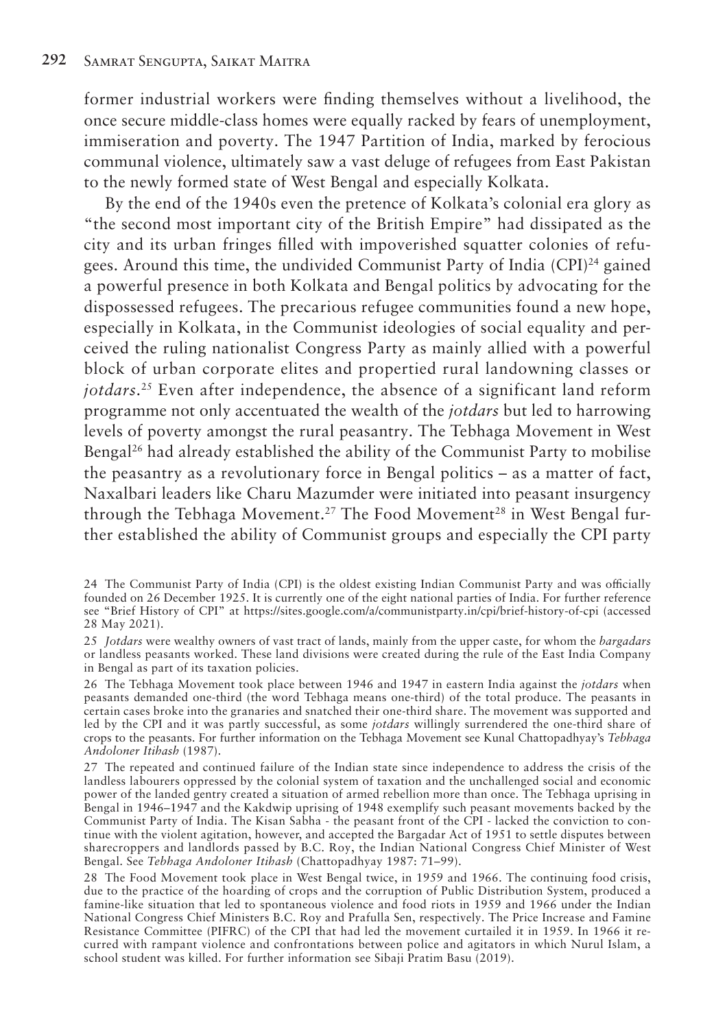former industrial workers were finding themselves without a livelihood, the once secure middle-class homes were equally racked by fears of unemployment, immiseration and poverty. The 1947 Partition of India, marked by ferocious communal violence, ultimately saw a vast deluge of refugees from East Pakistan to the newly formed state of West Bengal and especially Kolkata.

By the end of the 1940s even the pretence of Kolkata's colonial era glory as "the second most important city of the British Empire" had dissipated as the city and its urban fringes filled with impoverished squatter colonies of refugees. Around this time, the undivided Communist Party of India (CPI)[24] gained a powerful presence in both Kolkata and Bengal politics by advocating for the dispossessed refugees. The precarious refugee communities found a new hope, especially in Kolkata, in the Communist ideologies of social equality and perceived the ruling nationalist Congress Party as mainly allied with a powerful block of urban corporate elites and propertied rural landowning classes or *jotdars*.[25] Even after independence, the absence of a significant land reform programme not only accentuated the wealth of the *jotdars* but led to harrowing levels of poverty amongst the rural peasantry. The Tebhaga Movement in West Bengal[26] had already established the ability of the Communist Party to mobilise the peasantry as a revolutionary force in Bengal politics – as a matter of fact, Naxalbari leaders like Charu Mazumder were initiated into peasant insurgency through the Tebhaga Movement.[27] The Food Movement[28] in West Bengal further established the ability of Communist groups and especially the CPI party

---

24 The Communist Party of India (CPI) is the oldest existing Indian Communist Party and was officially founded on 26 December 1925. It is currently one of the eight national parties of India. For further reference see "Brief History of CPI" at https://sites.google.com/a/communistparty.in/cpi/brief-history-of-cpi (accessed 28 May 2021).

25 *Jotdars* were wealthy owners of vast tract of lands, mainly from the upper caste, for whom the *bargadars* or landless peasants worked. These land divisions were created during the rule of the East India Company in Bengal as part of its taxation policies.

26 The Tebhaga Movement took place between 1946 and 1947 in eastern India against the *jotdars* when peasants demanded one-third (the word Tebhaga means one-third) of the total produce. The peasants in certain cases broke into the granaries and snatched their one-third share. The movement was supported and led by the CPI and it was partly successful, as some *jotdars* willingly surrendered the one-third share of crops to the peasants. For further information on the Tebhaga Movement see Kunal Chattopadhyay's *Tebhaga Andoloner Itihash* (1987).

27 The repeated and continued failure of the Indian state since independence to address the crisis of the landless labourers oppressed by the colonial system of taxation and the unchallenged social and economic power of the landed gentry created a situation of armed rebellion more than once. The Tebhaga uprising in Bengal in 1946–1947 and the Kakdwip uprising of 1948 exemplify such peasant movements backed by the Communist Party of India. The Kisan Sabha - the peasant front of the CPI - lacked the conviction to continue with the violent agitation, however, and accepted the Bargadar Act of 1951 to settle disputes between sharecroppers and landlords passed by B.C. Roy, the Indian National Congress Chief Minister of West Bengal. See *Tebhaga Andoloner Itihash* (Chattopadhyay 1987: 71–99).

28 The Food Movement took place in West Bengal twice, in 1959 and 1966. The continuing food crisis, due to the practice of the hoarding of crops and the corruption of Public Distribution System, produced a famine-like situation that led to spontaneous violence and food riots in 1959 and 1966 under the Indian National Congress Chief Ministers B.C. Roy and Prafulla Sen, respectively. The Price Increase and Famine Resistance Committee (PIFRC) of the CPI that had led the movement curtailed it in 1959. In 1966 it recurred with rampant violence and confrontations between police and agitators in which Nurul Islam, a school student was killed. For further information see Sibaji Pratim Basu (2019).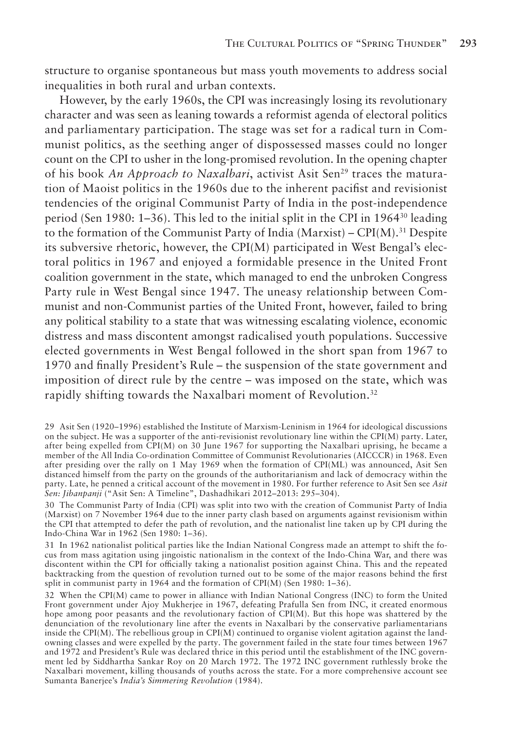structure to organise spontaneous but mass youth movements to address social inequalities in both rural and urban contexts.

However, by the early 1960s, the CPI was increasingly losing its revolutionary character and was seen as leaning towards a reformist agenda of electoral politics and parliamentary participation. The stage was set for a radical turn in Communist politics, as the seething anger of dispossessed masses could no longer count on the CPI to usher in the long-promised revolution. In the opening chapter of his book *An Approach to Naxalbari*, activist Asit Sen[29] traces the maturation of Maoist politics in the 1960s due to the inherent pacifist and revisionist tendencies of the original Communist Party of India in the post-independence period (Sen 1980: 1–36). This led to the initial split in the CPI in 1964[30] leading to the formation of the Communist Party of India (Marxist) – CPI(M).[31] Despite its subversive rhetoric, however, the CPI(M) participated in West Bengal's electoral politics in 1967 and enjoyed a formidable presence in the United Front coalition government in the state, which managed to end the unbroken Congress Party rule in West Bengal since 1947. The uneasy relationship between Communist and non-Communist parties of the United Front, however, failed to bring any political stability to a state that was witnessing escalating violence, economic distress and mass discontent amongst radicalised youth populations. Successive elected governments in West Bengal followed in the short span from 1967 to 1970 and finally President's Rule – the suspension of the state government and imposition of direct rule by the centre – was imposed on the state, which was rapidly shifting towards the Naxalbari moment of Revolution.[32]

29 Asit Sen (1920–1996) established the Institute of Marxism-Leninism in 1964 for ideological discussions on the subject. He was a supporter of the anti-revisionist revolutionary line within the CPI(M) party. Later, after being expelled from CPI(M) on 30 June 1967 for supporting the Naxalbari uprising, he became a member of the All India Co-ordination Committee of Communist Revolutionaries (AICCCR) in 1968. Even after presiding over the rally on 1 May 1969 when the formation of CPI(ML) was announced, Asit Sen distanced himself from the party on the grounds of the authoritarianism and lack of democracy within the party. Late, he penned a critical account of the movement in 1980. For further reference to Asit Sen see *Asit Sen: Jibanpanji* ("Asit Sen: A Timeline", Dashadhikari 2012–2013: 295–304).

30 The Communist Party of India (CPI) was split into two with the creation of Communist Party of India (Marxist) on 7 November 1964 due to the inner party clash based on arguments against revisionism within the CPI that attempted to defer the path of revolution, and the nationalist line taken up by CPI during the Indo-China War in 1962 (Sen 1980: 1–36).

31 In 1962 nationalist political parties like the Indian National Congress made an attempt to shift the focus from mass agitation using jingoistic nationalism in the context of the Indo-China War, and there was discontent within the CPI for officially taking a nationalist position against China. This and the repeated backtracking from the question of revolution turned out to be some of the major reasons behind the first split in communist party in 1964 and the formation of CPI(M) (Sen 1980: 1–36).

32 When the CPI(M) came to power in alliance with Indian National Congress (INC) to form the United Front government under Ajoy Mukherjee in 1967, defeating Prafulla Sen from INC, it created enormous hope among poor peasants and the revolutionary faction of CPI(M). But this hope was shattered by the denunciation of the revolutionary line after the events in Naxalbari by the conservative parliamentarians inside the CPI(M). The rebellious group in CPI(M) continued to organise violent agitation against the landowning classes and were expelled by the party. The government failed in the state four times between 1967 and 1972 and President's Rule was declared thrice in this period until the establishment of the INC government led by Siddhartha Sankar Roy on 20 March 1972. The 1972 INC government ruthlessly broke the Naxalbari movement, killing thousands of youths across the state. For a more comprehensive account see Sumanta Banerjee's *India's Simmering Revolution* (1984).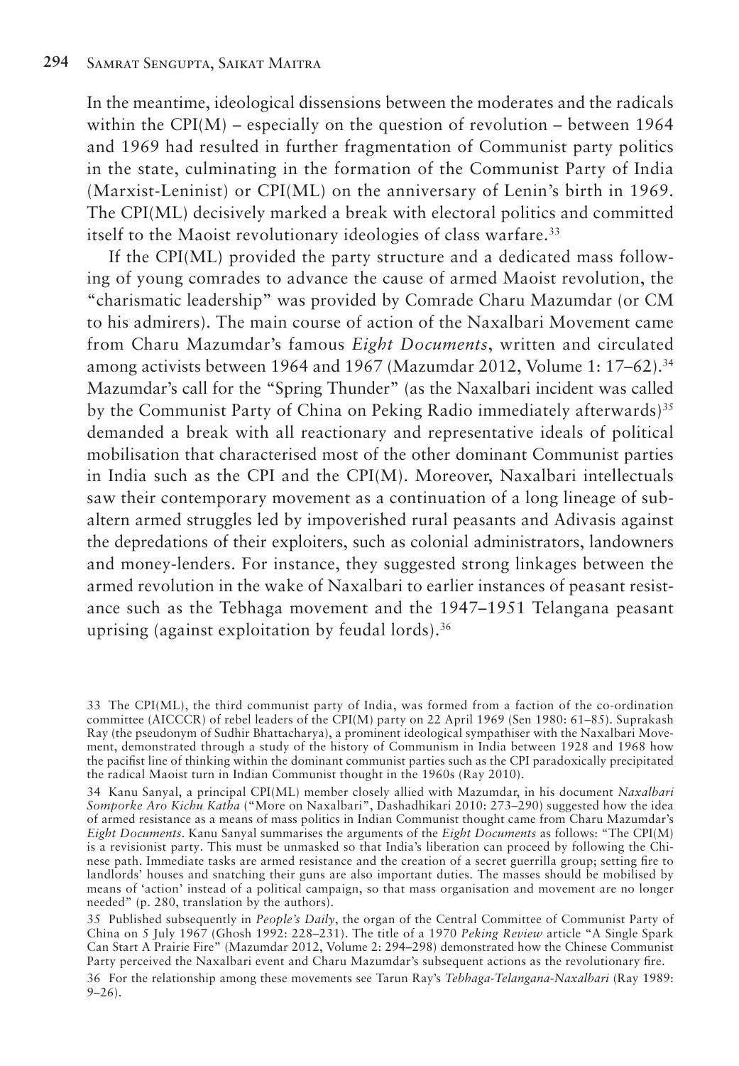In the meantime, ideological dissensions between the moderates and the radicals within the CPI(M) – especially on the question of revolution – between 1964 and 1969 had resulted in further fragmentation of Communist party politics in the state, culminating in the formation of the Communist Party of India (Marxist-Leninist) or CPI(ML) on the anniversary of Lenin's birth in 1969. The CPI(ML) decisively marked a break with electoral politics and committed itself to the Maoist revolutionary ideologies of class warfare.[33]

If the CPI(ML) provided the party structure and a dedicated mass following of young comrades to advance the cause of armed Maoist revolution, the "charismatic leadership" was provided by Comrade Charu Mazumdar (or CM to his admirers). The main course of action of the Naxalbari Movement came from Charu Mazumdar's famous *Eight Documents*, written and circulated among activists between 1964 and 1967 (Mazumdar 2012, Volume 1: 17–62).[34] Mazumdar's call for the "Spring Thunder" (as the Naxalbari incident was called by the Communist Party of China on Peking Radio immediately afterwards)[35] demanded a break with all reactionary and representative ideals of political mobilisation that characterised most of the other dominant Communist parties in India such as the CPI and the CPI(M). Moreover, Naxalbari intellectuals saw their contemporary movement as a continuation of a long lineage of subaltern armed struggles led by impoverished rural peasants and Adivasis against the depredations of their exploiters, such as colonial administrators, landowners and money-lenders. For instance, they suggested strong linkages between the armed revolution in the wake of Naxalbari to earlier instances of peasant resistance such as the Tebhaga movement and the 1947–1951 Telangana peasant uprising (against exploitation by feudal lords).[36]

33 The CPI(ML), the third communist party of India, was formed from a faction of the co-ordination committee (AICCCR) of rebel leaders of the CPI(M) party on 22 April 1969 (Sen 1980: 61–85). Suprakash Ray (the pseudonym of Sudhir Bhattacharya), a prominent ideological sympathiser with the Naxalbari Movement, demonstrated through a study of the history of Communism in India between 1928 and 1968 how the pacifist line of thinking within the dominant communist parties such as the CPI paradoxically precipitated the radical Maoist turn in Indian Communist thought in the 1960s (Ray 2010).

34 Kanu Sanyal, a principal CPI(ML) member closely allied with Mazumdar, in his document *Naxalbari Somporke Aro Kichu Katha* ("More on Naxalbari", Dashadhikari 2010: 273–290) suggested how the idea of armed resistance as a means of mass politics in Indian Communist thought came from Charu Mazumdar's *Eight Documents*. Kanu Sanyal summarises the arguments of the *Eight Documents* as follows: "The CPI(M) is a revisionist party. This must be unmasked so that India's liberation can proceed by following the Chinese path. Immediate tasks are armed resistance and the creation of a secret guerrilla group; setting fire to landlords' houses and snatching their guns are also important duties. The masses should be mobilised by means of 'action' instead of a political campaign, so that mass organisation and movement are no longer needed" (p. 280, translation by the authors).

35 Published subsequently in *People's Daily*, the organ of the Central Committee of Communist Party of China on 5 July 1967 (Ghosh 1992: 228–231). The title of a 1970 *Peking Review* article "A Single Spark Can Start A Prairie Fire" (Mazumdar 2012, Volume 2: 294–298) demonstrated how the Chinese Communist Party perceived the Naxalbari event and Charu Mazumdar's subsequent actions as the revolutionary fire.

36 For the relationship among these movements see Tarun Ray's *Tebhaga-Telangana-Naxalbari* (Ray 1989: 9–26).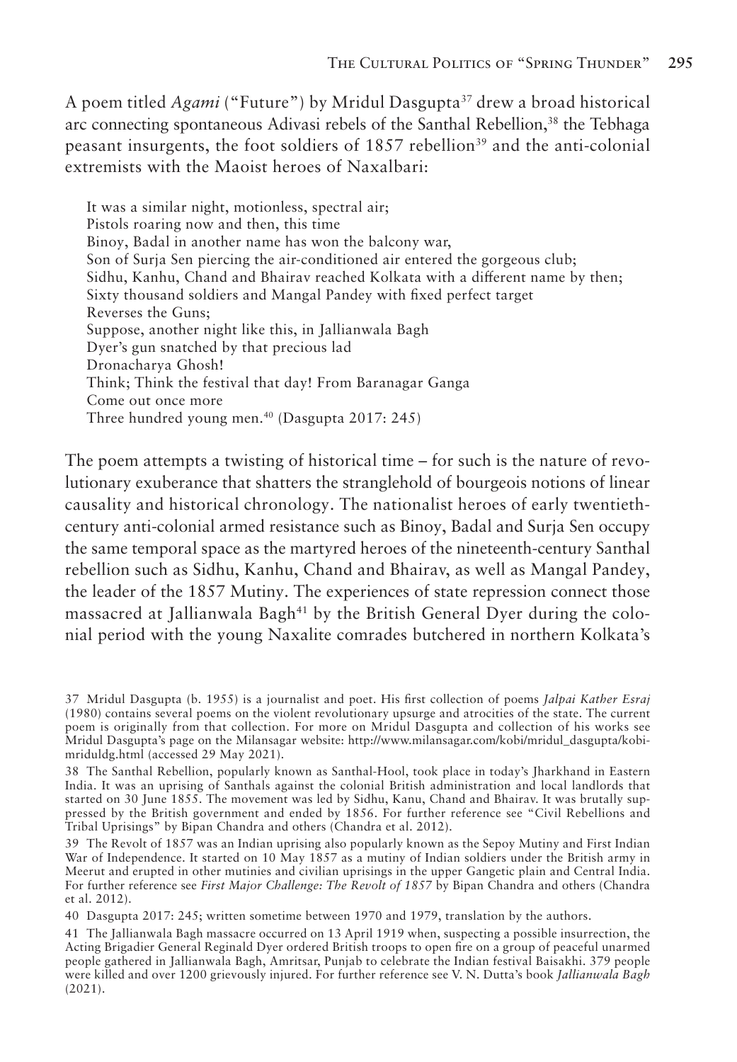A poem titled *Agami* ("Future") by Mridul Dasgupta[37] drew a broad historical arc connecting spontaneous Adivasi rebels of the Santhal Rebellion,[38] the Tebhaga peasant insurgents, the foot soldiers of 1857 rebellion[39] and the anti-colonial extremists with the Maoist heroes of Naxalbari:

> It was a similar night, motionless, spectral air;
> Pistols roaring now and then, this time
> Binoy, Badal in another name has won the balcony war,
> Son of Surja Sen piercing the air-conditioned air entered the gorgeous club;
> Sidhu, Kanhu, Chand and Bhairav reached Kolkata with a different name by then;
> Sixty thousand soldiers and Mangal Pandey with fixed perfect target
> Reverses the Guns;
> Suppose, another night like this, in Jallianwala Bagh
> Dyer's gun snatched by that precious lad
> Dronacharya Ghosh!
> Think; Think the festival that day! From Baranagar Ganga
> Come out once more
> Three hundred young men.[40] (Dasgupta 2017: 245)

The poem attempts a twisting of historical time – for such is the nature of revolutionary exuberance that shatters the stranglehold of bourgeois notions of linear causality and historical chronology. The nationalist heroes of early twentieth-century anti-colonial armed resistance such as Binoy, Badal and Surja Sen occupy the same temporal space as the martyred heroes of the nineteenth-century Santhal rebellion such as Sidhu, Kanhu, Chand and Bhairav, as well as Mangal Pandey, the leader of the 1857 Mutiny. The experiences of state repression connect those massacred at Jallianwala Bagh[41] by the British General Dyer during the colonial period with the young Naxalite comrades butchered in northern Kolkata's

---

37 Mridul Dasgupta (b. 1955) is a journalist and poet. His first collection of poems *Jalpai Kather Esraj* (1980) contains several poems on the violent revolutionary upsurge and atrocities of the state. The current poem is originally from that collection. For more on Mridul Dasgupta and collection of his works see Mridul Dasgupta's page on the Milansagar website: http://www.milansagar.com/kobi/mridul_dasgupta/kobi-mriduldg.html (accessed 29 May 2021).

38 The Santhal Rebellion, popularly known as Santhal-Hool, took place in today's Jharkhand in Eastern India. It was an uprising of Santhals against the colonial British administration and local landlords that started on 30 June 1855. The movement was led by Sidhu, Kanu, Chand and Bhairav. It was brutally suppressed by the British government and ended by 1856. For further reference see "Civil Rebellions and Tribal Uprisings" by Bipan Chandra and others (Chandra et al. 2012).

39 The Revolt of 1857 was an Indian uprising also popularly known as the Sepoy Mutiny and First Indian War of Independence. It started on 10 May 1857 as a mutiny of Indian soldiers under the British army in Meerut and erupted in other mutinies and civilian uprisings in the upper Gangetic plain and Central India. For further reference see *First Major Challenge: The Revolt of 1857* by Bipan Chandra and others (Chandra et al. 2012).

40 Dasgupta 2017: 245; written sometime between 1970 and 1979, translation by the authors.

41 The Jallianwala Bagh massacre occurred on 13 April 1919 when, suspecting a possible insurrection, the Acting Brigadier General Reginald Dyer ordered British troops to open fire on a group of peaceful unarmed people gathered in Jallianwala Bagh, Amritsar, Punjab to celebrate the Indian festival Baisakhi. 379 people were killed and over 1200 grievously injured. For further reference see V. N. Dutta's book *Jallianwala Bagh* (2021).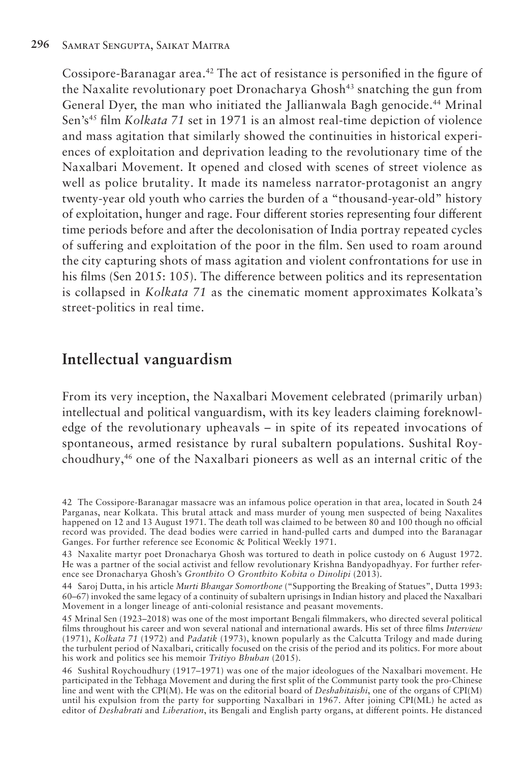Cossipore-Baranagar area.[42] The act of resistance is personified in the figure of the Naxalite revolutionary poet Dronacharya Ghosh[43] snatching the gun from General Dyer, the man who initiated the Jallianwala Bagh genocide.[44] Mrinal Sen's[45] film *Kolkata 71* set in 1971 is an almost real-time depiction of violence and mass agitation that similarly showed the continuities in historical experiences of exploitation and deprivation leading to the revolutionary time of the Naxalbari Movement. It opened and closed with scenes of street violence as well as police brutality. It made its nameless narrator-protagonist an angry twenty-year old youth who carries the burden of a "thousand-year-old" history of exploitation, hunger and rage. Four different stories representing four different time periods before and after the decolonisation of India portray repeated cycles of suffering and exploitation of the poor in the film. Sen used to roam around the city capturing shots of mass agitation and violent confrontations for use in his films (Sen 2015: 105). The difference between politics and its representation is collapsed in *Kolkata 71* as the cinematic moment approximates Kolkata's street-politics in real time.

## Intellectual vanguardism

From its very inception, the Naxalbari Movement celebrated (primarily urban) intellectual and political vanguardism, with its key leaders claiming foreknowledge of the revolutionary upheavals – in spite of its repeated invocations of spontaneous, armed resistance by rural subaltern populations. Sushital Roychoudhury,[46] one of the Naxalbari pioneers as well as an internal critic of the

42 The Cossipore-Baranagar massacre was an infamous police operation in that area, located in South 24 Parganas, near Kolkata. This brutal attack and mass murder of young men suspected of being Naxalites happened on 12 and 13 August 1971. The death toll was claimed to be between 80 and 100 though no official record was provided. The dead bodies were carried in hand-pulled carts and dumped into the Baranagar Ganges. For further reference see Economic & Political Weekly 1971.

43 Naxalite martyr poet Dronacharya Ghosh was tortured to death in police custody on 6 August 1972. He was a partner of the social activist and fellow revolutionary Krishna Bandyopadhyay. For further reference see Dronacharya Ghosh's *Gronthito O Gronthito Kobita o Dinolipi* (2013).

44 Saroj Dutta, in his article *Murti Bhangar Somorthone* ("Supporting the Breaking of Statues", Dutta 1993: 60–67) invoked the same legacy of a continuity of subaltern uprisings in Indian history and placed the Naxalbari Movement in a longer lineage of anti-colonial resistance and peasant movements.

45 Mrinal Sen (1923–2018) was one of the most important Bengali filmmakers, who directed several political films throughout his career and won several national and international awards. His set of three films *Interview* (1971), *Kolkata 71* (1972) and *Padatik* (1973), known popularly as the Calcutta Trilogy and made during the turbulent period of Naxalbari, critically focused on the crisis of the period and its politics. For more about his work and politics see his memoir *Tritiyo Bhuban* (2015).

46 Sushital Roychoudhury (1917–1971) was one of the major ideologues of the Naxalbari movement. He participated in the Tebhaga Movement and during the first split of the Communist party took the pro-Chinese line and went with the CPI(M). He was on the editorial board of *Deshahitaishi*, one of the organs of CPI(M) until his expulsion from the party for supporting Naxalbari in 1967. After joining CPI(ML) he acted as editor of *Deshabrati* and *Liberation*, its Bengali and English party organs, at different points. He distanced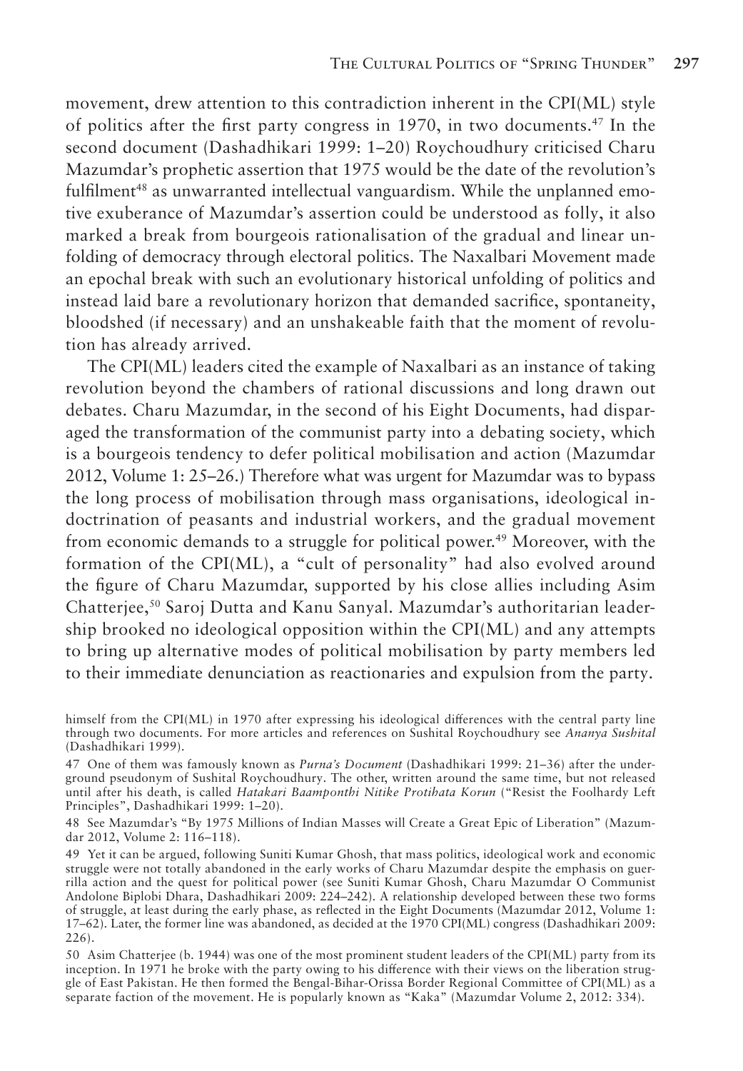movement, drew attention to this contradiction inherent in the CPI(ML) style of politics after the first party congress in 1970, in two documents.[47] In the second document (Dashadhikari 1999: 1–20) Roychoudhury criticised Charu Mazumdar's prophetic assertion that 1975 would be the date of the revolution's fulfilment[48] as unwarranted intellectual vanguardism. While the unplanned emotive exuberance of Mazumdar's assertion could be understood as folly, it also marked a break from bourgeois rationalisation of the gradual and linear unfolding of democracy through electoral politics. The Naxalbari Movement made an epochal break with such an evolutionary historical unfolding of politics and instead laid bare a revolutionary horizon that demanded sacrifice, spontaneity, bloodshed (if necessary) and an unshakeable faith that the moment of revolution has already arrived.

The CPI(ML) leaders cited the example of Naxalbari as an instance of taking revolution beyond the chambers of rational discussions and long drawn out debates. Charu Mazumdar, in the second of his Eight Documents, had disparaged the transformation of the communist party into a debating society, which is a bourgeois tendency to defer political mobilisation and action (Mazumdar 2012, Volume 1: 25–26.) Therefore what was urgent for Mazumdar was to bypass the long process of mobilisation through mass organisations, ideological indoctrination of peasants and industrial workers, and the gradual movement from economic demands to a struggle for political power.[49] Moreover, with the formation of the CPI(ML), a "cult of personality" had also evolved around the figure of Charu Mazumdar, supported by his close allies including Asim Chatterjee,[50] Saroj Dutta and Kanu Sanyal. Mazumdar's authoritarian leadership brooked no ideological opposition within the CPI(ML) and any attempts to bring up alternative modes of political mobilisation by party members led to their immediate denunciation as reactionaries and expulsion from the party.

himself from the CPI(ML) in 1970 after expressing his ideological differences with the central party line through two documents. For more articles and references on Sushital Roychoudhury see *Ananya Sushital* (Dashadhikari 1999).

47 One of them was famously known as *Purna's Document* (Dashadhikari 1999: 21–36) after the underground pseudonym of Sushital Roychoudhury. The other, written around the same time, but not released until after his death, is called *Hatakari Baamponthi Nitike Protihata Korun* ("Resist the Foolhardy Left Principles", Dashadhikari 1999: 1–20).

48 See Mazumdar's "By 1975 Millions of Indian Masses will Create a Great Epic of Liberation" (Mazumdar 2012, Volume 2: 116–118).

49 Yet it can be argued, following Suniti Kumar Ghosh, that mass politics, ideological work and economic struggle were not totally abandoned in the early works of Charu Mazumdar despite the emphasis on guerrilla action and the quest for political power (see Suniti Kumar Ghosh, Charu Mazumdar O Communist Andolone Biplobi Dhara, Dashadhikari 2009: 224–242). A relationship developed between these two forms of struggle, at least during the early phase, as reflected in the Eight Documents (Mazumdar 2012, Volume 1: 17–62). Later, the former line was abandoned, as decided at the 1970 CPI(ML) congress (Dashadhikari 2009: 226).

50 Asim Chatterjee (b. 1944) was one of the most prominent student leaders of the CPI(ML) party from its inception. In 1971 he broke with the party owing to his difference with their views on the liberation struggle of East Pakistan. He then formed the Bengal-Bihar-Orissa Border Regional Committee of CPI(ML) as a separate faction of the movement. He is popularly known as "Kaka" (Mazumdar Volume 2, 2012: 334).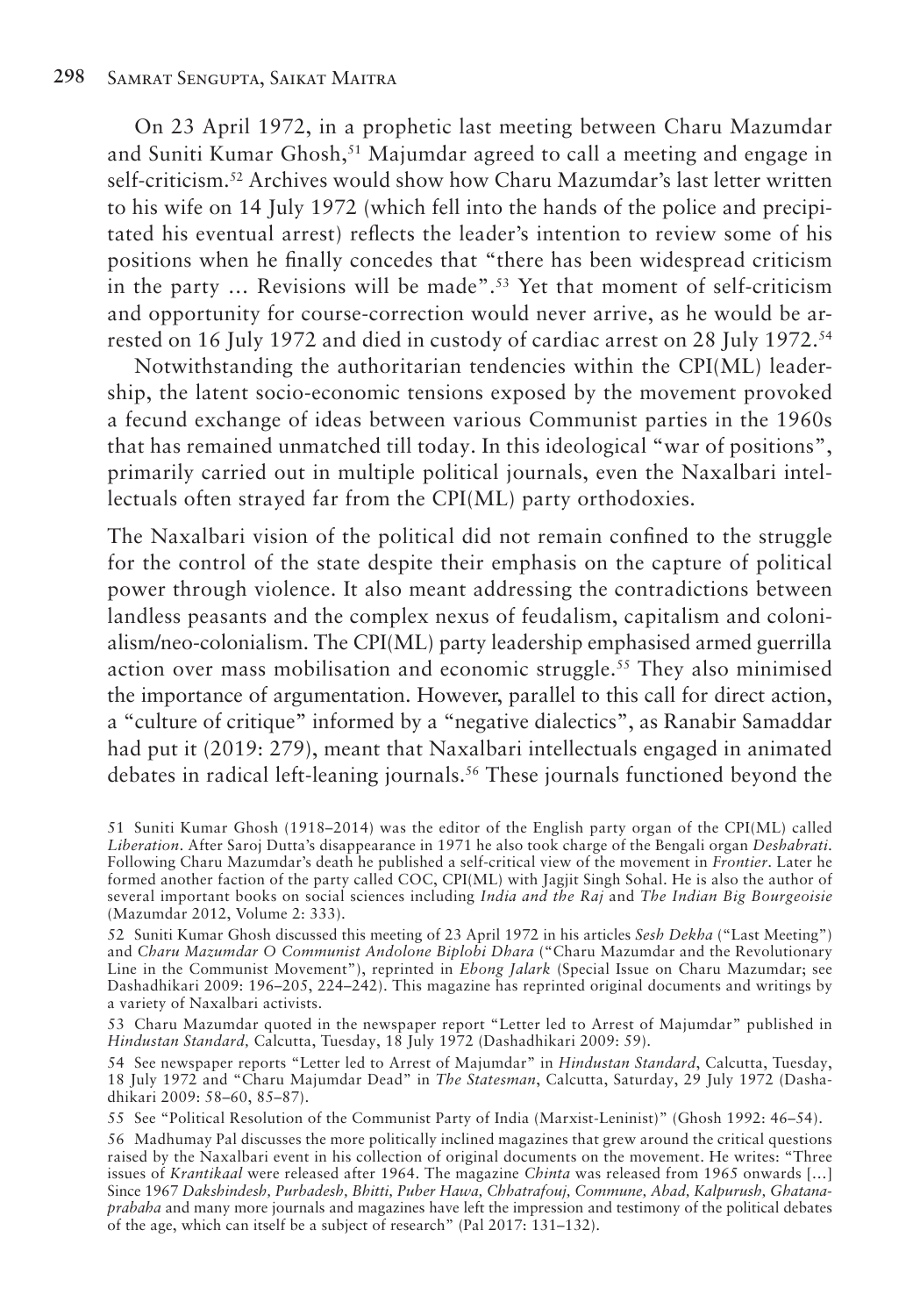On 23 April 1972, in a prophetic last meeting between Charu Mazumdar and Suniti Kumar Ghosh,[51] Majumdar agreed to call a meeting and engage in self-criticism.[52] Archives would show how Charu Mazumdar's last letter written to his wife on 14 July 1972 (which fell into the hands of the police and precipitated his eventual arrest) reflects the leader's intention to review some of his positions when he finally concedes that "there has been widespread criticism in the party … Revisions will be made".[53] Yet that moment of self-criticism and opportunity for course-correction would never arrive, as he would be arrested on 16 July 1972 and died in custody of cardiac arrest on 28 July 1972.[54]

Notwithstanding the authoritarian tendencies within the CPI(ML) leadership, the latent socio-economic tensions exposed by the movement provoked a fecund exchange of ideas between various Communist parties in the 1960s that has remained unmatched till today. In this ideological "war of positions", primarily carried out in multiple political journals, even the Naxalbari intellectuals often strayed far from the CPI(ML) party orthodoxies.

The Naxalbari vision of the political did not remain confined to the struggle for the control of the state despite their emphasis on the capture of political power through violence. It also meant addressing the contradictions between landless peasants and the complex nexus of feudalism, capitalism and colonialism/neo-colonialism. The CPI(ML) party leadership emphasised armed guerrilla action over mass mobilisation and economic struggle.[55] They also minimised the importance of argumentation. However, parallel to this call for direct action, a "culture of critique" informed by a "negative dialectics", as Ranabir Samaddar had put it (2019: 279), meant that Naxalbari intellectuals engaged in animated debates in radical left-leaning journals.[56] These journals functioned beyond the

51 Suniti Kumar Ghosh (1918–2014) was the editor of the English party organ of the CPI(ML) called *Liberation*. After Saroj Dutta's disappearance in 1971 he also took charge of the Bengali organ *Deshabrati*. Following Charu Mazumdar's death he published a self-critical view of the movement in *Frontier*. Later he formed another faction of the party called COC, CPI(ML) with Jagjit Singh Sohal. He is also the author of several important books on social sciences including *India and the Raj* and *The Indian Big Bourgeoisie* (Mazumdar 2012, Volume 2: 333).

52 Suniti Kumar Ghosh discussed this meeting of 23 April 1972 in his articles *Sesh Dekha* ("Last Meeting") and *Charu Mazumdar O Communist Andolone Biplobi Dhara* ("Charu Mazumdar and the Revolutionary Line in the Communist Movement"), reprinted in *Ebong Jalark* (Special Issue on Charu Mazumdar; see Dashadhikari 2009: 196–205, 224–242). This magazine has reprinted original documents and writings by a variety of Naxalbari activists.

53 Charu Mazumdar quoted in the newspaper report "Letter led to Arrest of Majumdar" published in *Hindustan Standard,* Calcutta, Tuesday, 18 July 1972 (Dashadhikari 2009: 59).

54 See newspaper reports "Letter led to Arrest of Majumdar" in *Hindustan Standard*, Calcutta, Tuesday, 18 July 1972 and "Charu Majumdar Dead" in *The Statesman*, Calcutta, Saturday, 29 July 1972 (Dashadhikari 2009: 58–60, 85–87).

55 See "Political Resolution of the Communist Party of India (Marxist-Leninist)" (Ghosh 1992: 46–54).

56 Madhumay Pal discusses the more politically inclined magazines that grew around the critical questions raised by the Naxalbari event in his collection of original documents on the movement. He writes: "Three issues of *Krantikaal* were released after 1964. The magazine *Chinta* was released from 1965 onwards […] Since 1967 *Dakshindesh, Purbadesh, Bhitti, Puber Hawa, Chhatrafouj, Commune, Abad, Kalpurush, Ghatanaprabaha* and many more journals and magazines have left the impression and testimony of the political debates of the age, which can itself be a subject of research" (Pal 2017: 131–132).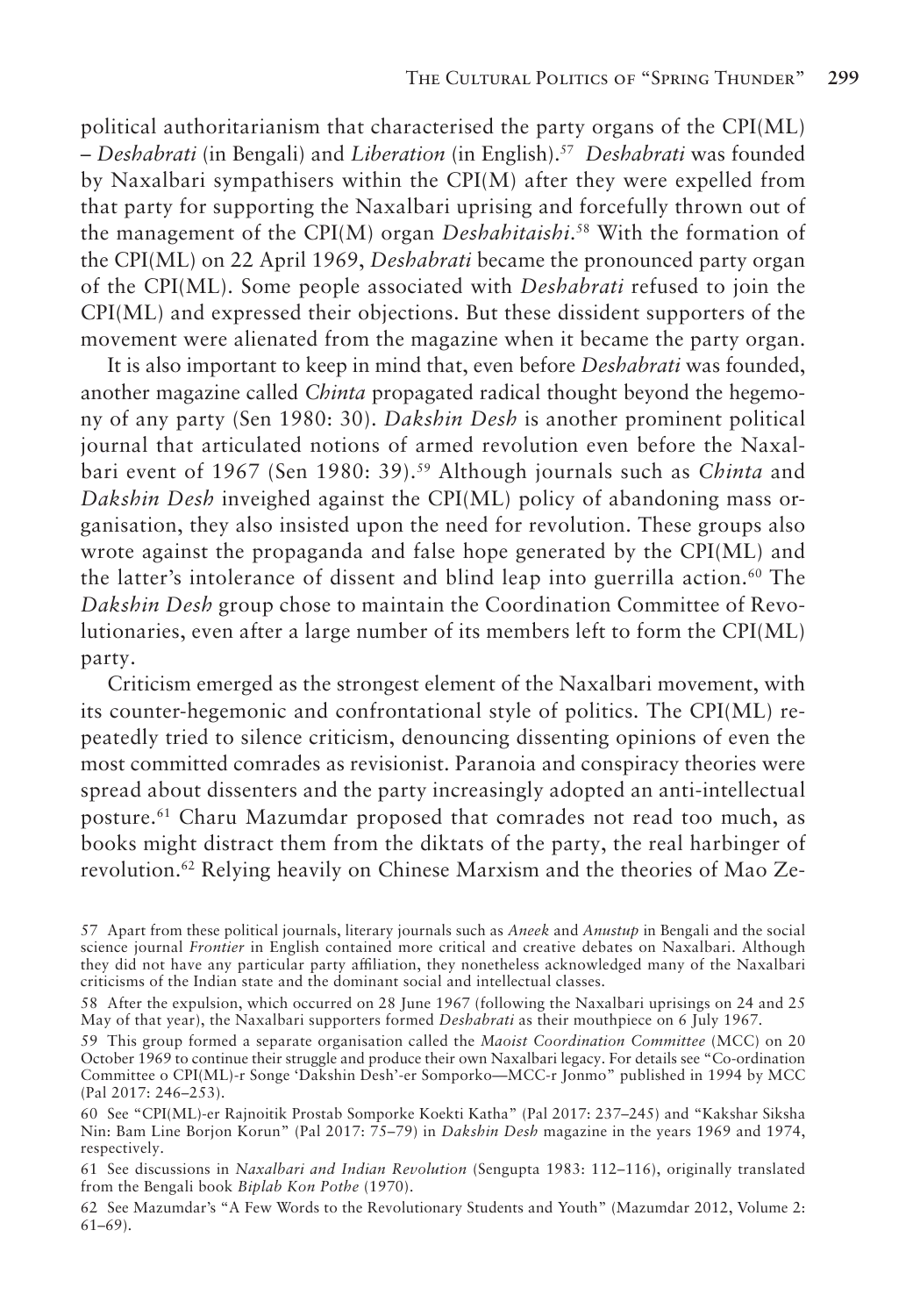political authoritarianism that characterised the party organs of the CPI(ML) – *Deshabrati* (in Bengali) and *Liberation* (in English).[57] *Deshabrati* was founded by Naxalbari sympathisers within the CPI(M) after they were expelled from that party for supporting the Naxalbari uprising and forcefully thrown out of the management of the CPI(M) organ *Deshahitaishi*.[58] With the formation of the CPI(ML) on 22 April 1969, *Deshabrati* became the pronounced party organ of the CPI(ML). Some people associated with *Deshabrati* refused to join the CPI(ML) and expressed their objections. But these dissident supporters of the movement were alienated from the magazine when it became the party organ.

It is also important to keep in mind that, even before *Deshabrati* was founded, another magazine called *Chinta* propagated radical thought beyond the hegemony of any party (Sen 1980: 30). *Dakshin Desh* is another prominent political journal that articulated notions of armed revolution even before the Naxalbari event of 1967 (Sen 1980: 39).[59] Although journals such as *Chinta* and *Dakshin Desh* inveighed against the CPI(ML) policy of abandoning mass organisation, they also insisted upon the need for revolution. These groups also wrote against the propaganda and false hope generated by the CPI(ML) and the latter's intolerance of dissent and blind leap into guerrilla action.[60] The *Dakshin Desh* group chose to maintain the Coordination Committee of Revolutionaries, even after a large number of its members left to form the CPI(ML) party.

Criticism emerged as the strongest element of the Naxalbari movement, with its counter-hegemonic and confrontational style of politics. The CPI(ML) repeatedly tried to silence criticism, denouncing dissenting opinions of even the most committed comrades as revisionist. Paranoia and conspiracy theories were spread about dissenters and the party increasingly adopted an anti-intellectual posture.[61] Charu Mazumdar proposed that comrades not read too much, as books might distract them from the diktats of the party, the real harbinger of revolution.[62] Relying heavily on Chinese Marxism and the theories of Mao Ze-

---

57 Apart from these political journals, literary journals such as *Aneek* and *Anustup* in Bengali and the social science journal *Frontier* in English contained more critical and creative debates on Naxalbari. Although they did not have any particular party affiliation, they nonetheless acknowledged many of the Naxalbari criticisms of the Indian state and the dominant social and intellectual classes.

58 After the expulsion, which occurred on 28 June 1967 (following the Naxalbari uprisings on 24 and 25 May of that year), the Naxalbari supporters formed *Deshabrati* as their mouthpiece on 6 July 1967.

59 This group formed a separate organisation called the *Maoist Coordination Committee* (MCC) on 20 October 1969 to continue their struggle and produce their own Naxalbari legacy. For details see "Co-ordination Committee o CPI(ML)-r Songe 'Dakshin Desh'-er Somporko—MCC-r Jonmo" published in 1994 by MCC (Pal 2017: 246–253).

60 See "CPI(ML)-er Rajnoitik Prostab Somporke Koekti Katha" (Pal 2017: 237–245) and "Kakshar Siksha Nin: Bam Line Borjon Korun" (Pal 2017: 75–79) in *Dakshin Desh* magazine in the years 1969 and 1974, respectively.

61 See discussions in *Naxalbari and Indian Revolution* (Sengupta 1983: 112–116), originally translated from the Bengali book *Biplab Kon Pothe* (1970).

62 See Mazumdar's "A Few Words to the Revolutionary Students and Youth" (Mazumdar 2012, Volume 2: 61–69).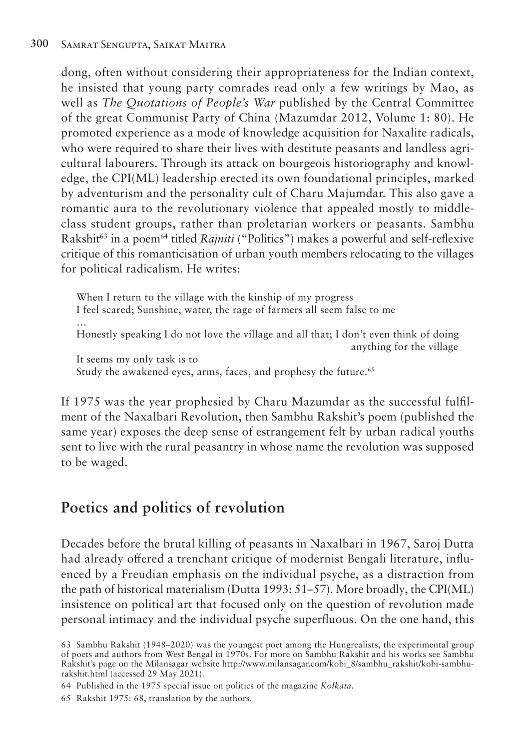dong, often without considering their appropriateness for the Indian context, he insisted that young party comrades read only a few writings by Mao, as well as *The Quotations of People's War* published by the Central Committee of the great Communist Party of China (Mazumdar 2012, Volume 1: 80). He promoted experience as a mode of knowledge acquisition for Naxalite radicals, who were required to share their lives with destitute peasants and landless agricultural labourers. Through its attack on bourgeois historiography and knowledge, the CPI(ML) leadership erected its own foundational principles, marked by adventurism and the personality cult of Charu Majumdar. This also gave a romantic aura to the revolutionary violence that appealed mostly to middle-class student groups, rather than proletarian workers or peasants. Sambhu Rakshit[63] in a poem[64] titled *Rajniti* ("Politics") makes a powerful and self-reflexive critique of this romanticisation of urban youth members relocating to the villages for political radicalism. He writes:

> When I return to the village with the kinship of my progress
> I feel scared; Sunshine, water, the rage of farmers all seem false to me
> …
> Honestly speaking I do not love the village and all that; I don't even think of doing anything for the village
> It seems my only task is to
> Study the awakened eyes, arms, faces, and prophesy the future.[65]

If 1975 was the year prophesied by Charu Mazumdar as the successful fulfilment of the Naxalbari Revolution, then Sambhu Rakshit's poem (published the same year) exposes the deep sense of estrangement felt by urban radical youths sent to live with the rural peasantry in whose name the revolution was supposed to be waged.

## Poetics and politics of revolution

Decades before the brutal killing of peasants in Naxalbari in 1967, Saroj Dutta had already offered a trenchant critique of modernist Bengali literature, influenced by a Freudian emphasis on the individual psyche, as a distraction from the path of historical materialism (Dutta 1993: 51–57). More broadly, the CPI(ML) insistence on political art that focused only on the question of revolution made personal intimacy and the individual psyche superfluous. On the one hand, this

---

63 Sambhu Rakshit (1948–2020) was the youngest poet among the Hungrealists, the experimental group of poets and authors from West Bengal in 1970s. For more on Sambhu Rakshit and his works see Sambhu Rakshit's page on the Milansagar website http://www.milansagar.com/kobi_8/sambhu_rakshit/kobi-sambhu-rakshit.html (accessed 29 May 2021).

64 Published in the 1975 special issue on politics of the magazine *Kolkata*.

65 Rakshit 1975: 68, translation by the authors.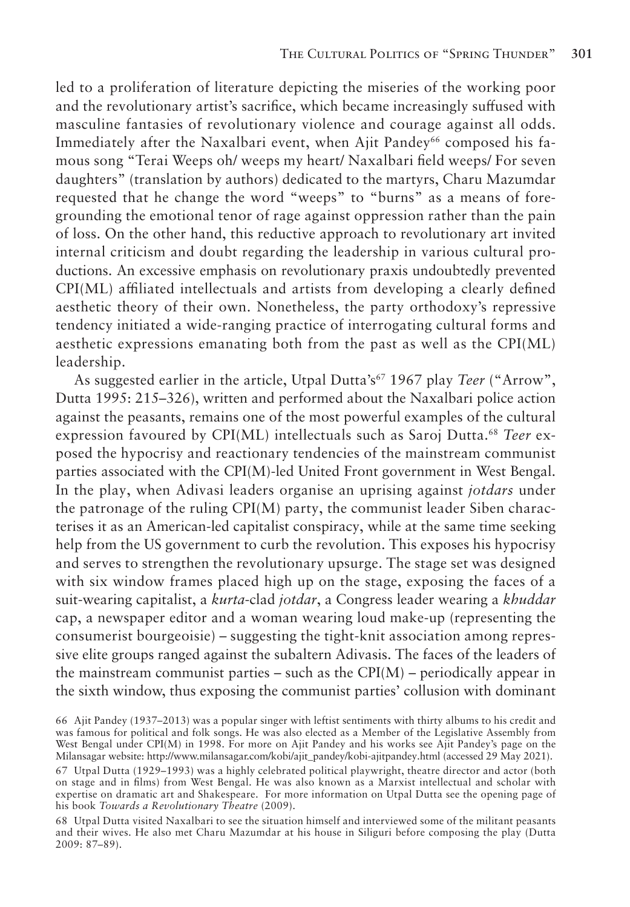led to a proliferation of literature depicting the miseries of the working poor and the revolutionary artist's sacrifice, which became increasingly suffused with masculine fantasies of revolutionary violence and courage against all odds. Immediately after the Naxalbari event, when Ajit Pandey[66] composed his famous song "Terai Weeps oh/ weeps my heart/ Naxalbari field weeps/ For seven daughters" (translation by authors) dedicated to the martyrs, Charu Mazumdar requested that he change the word "weeps" to "burns" as a means of foregrounding the emotional tenor of rage against oppression rather than the pain of loss. On the other hand, this reductive approach to revolutionary art invited internal criticism and doubt regarding the leadership in various cultural productions. An excessive emphasis on revolutionary praxis undoubtedly prevented CPI(ML) affiliated intellectuals and artists from developing a clearly defined aesthetic theory of their own. Nonetheless, the party orthodoxy's repressive tendency initiated a wide-ranging practice of interrogating cultural forms and aesthetic expressions emanating both from the past as well as the CPI(ML) leadership.

As suggested earlier in the article, Utpal Dutta's[67] 1967 play *Teer* ("Arrow", Dutta 1995: 215–326), written and performed about the Naxalbari police action against the peasants, remains one of the most powerful examples of the cultural expression favoured by CPI(ML) intellectuals such as Saroj Dutta.[68] *Teer* exposed the hypocrisy and reactionary tendencies of the mainstream communist parties associated with the CPI(M)-led United Front government in West Bengal. In the play, when Adivasi leaders organise an uprising against *jotdars* under the patronage of the ruling CPI(M) party, the communist leader Siben characterises it as an American-led capitalist conspiracy, while at the same time seeking help from the US government to curb the revolution. This exposes his hypocrisy and serves to strengthen the revolutionary upsurge. The stage set was designed with six window frames placed high up on the stage, exposing the faces of a suit-wearing capitalist, a *kurta*-clad *jotdar*, a Congress leader wearing a *khuddar* cap, a newspaper editor and a woman wearing loud make-up (representing the consumerist bourgeoisie) – suggesting the tight-knit association among repressive elite groups ranged against the subaltern Adivasis. The faces of the leaders of the mainstream communist parties – such as the CPI(M) – periodically appear in the sixth window, thus exposing the communist parties' collusion with dominant

66 Ajit Pandey (1937–2013) was a popular singer with leftist sentiments with thirty albums to his credit and was famous for political and folk songs. He was also elected as a Member of the Legislative Assembly from West Bengal under CPI(M) in 1998. For more on Ajit Pandey and his works see Ajit Pandey's page on the Milansagar website: http://www.milansagar.com/kobi/ajit_pandey/kobi-ajitpandey.html (accessed 29 May 2021).

67 Utpal Dutta (1929–1993) was a highly celebrated political playwright, theatre director and actor (both on stage and in films) from West Bengal. He was also known as a Marxist intellectual and scholar with expertise on dramatic art and Shakespeare. For more information on Utpal Dutta see the opening page of his book *Towards a Revolutionary Theatre* (2009).

68 Utpal Dutta visited Naxalbari to see the situation himself and interviewed some of the militant peasants and their wives. He also met Charu Mazumdar at his house in Siliguri before composing the play (Dutta 2009: 87–89).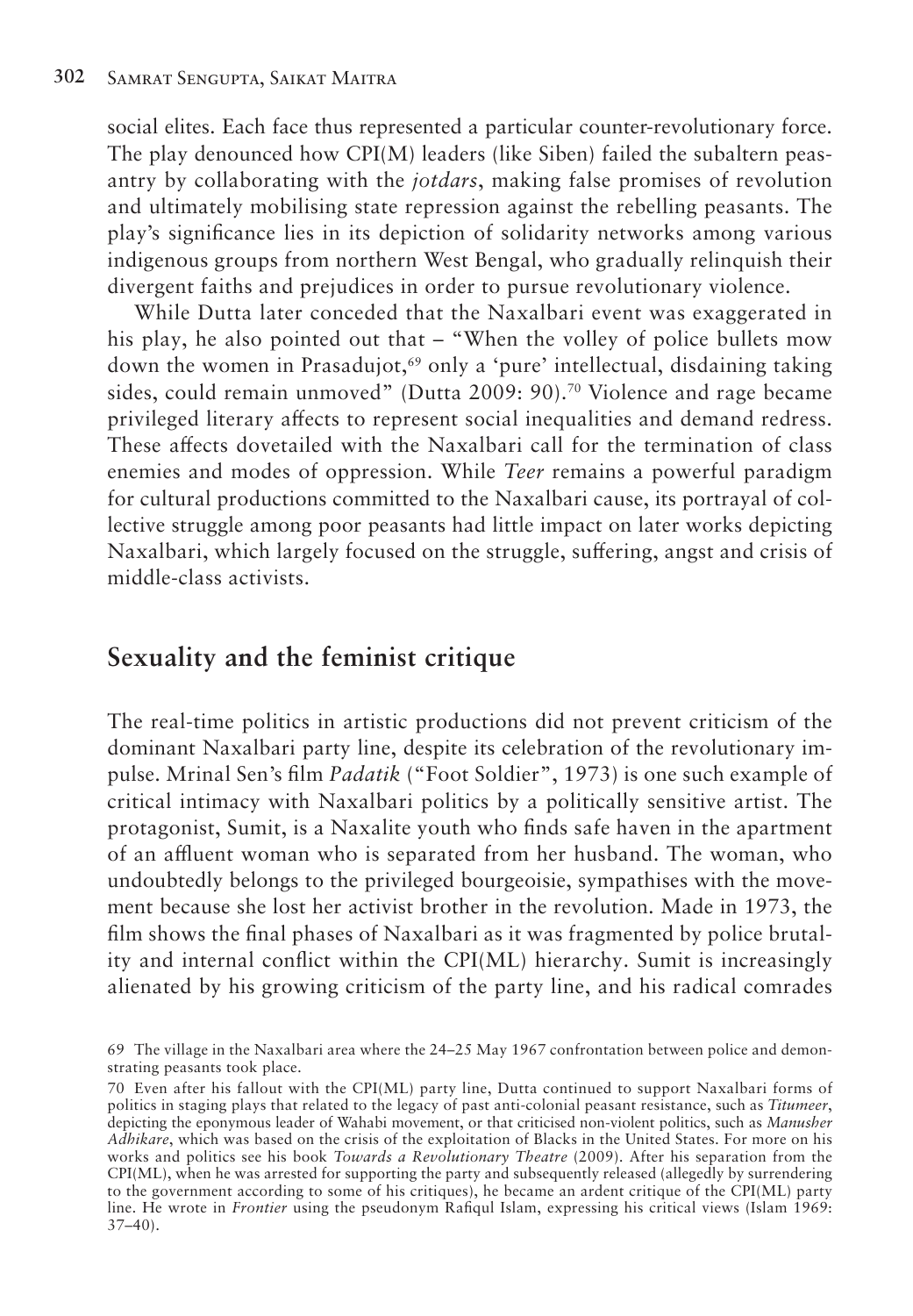social elites. Each face thus represented a particular counter-revolutionary force. The play denounced how CPI(M) leaders (like Siben) failed the subaltern peasantry by collaborating with the *jotdars*, making false promises of revolution and ultimately mobilising state repression against the rebelling peasants. The play's significance lies in its depiction of solidarity networks among various indigenous groups from northern West Bengal, who gradually relinquish their divergent faiths and prejudices in order to pursue revolutionary violence.

While Dutta later conceded that the Naxalbari event was exaggerated in his play, he also pointed out that – "When the volley of police bullets mow down the women in Prasadujot,[69] only a 'pure' intellectual, disdaining taking sides, could remain unmoved" (Dutta 2009: 90).[70] Violence and rage became privileged literary affects to represent social inequalities and demand redress. These affects dovetailed with the Naxalbari call for the termination of class enemies and modes of oppression. While *Teer* remains a powerful paradigm for cultural productions committed to the Naxalbari cause, its portrayal of collective struggle among poor peasants had little impact on later works depicting Naxalbari, which largely focused on the struggle, suffering, angst and crisis of middle-class activists.

## Sexuality and the feminist critique

The real-time politics in artistic productions did not prevent criticism of the dominant Naxalbari party line, despite its celebration of the revolutionary impulse. Mrinal Sen's film *Padatik* ("Foot Soldier", 1973) is one such example of critical intimacy with Naxalbari politics by a politically sensitive artist. The protagonist, Sumit, is a Naxalite youth who finds safe haven in the apartment of an affluent woman who is separated from her husband. The woman, who undoubtedly belongs to the privileged bourgeoisie, sympathises with the movement because she lost her activist brother in the revolution. Made in 1973, the film shows the final phases of Naxalbari as it was fragmented by police brutality and internal conflict within the CPI(ML) hierarchy. Sumit is increasingly alienated by his growing criticism of the party line, and his radical comrades

69 The village in the Naxalbari area where the 24–25 May 1967 confrontation between police and demonstrating peasants took place.

70 Even after his fallout with the CPI(ML) party line, Dutta continued to support Naxalbari forms of politics in staging plays that related to the legacy of past anti-colonial peasant resistance, such as *Titumeer*, depicting the eponymous leader of Wahabi movement, or that criticised non-violent politics, such as *Manusher Adhikare*, which was based on the crisis of the exploitation of Blacks in the United States. For more on his works and politics see his book *Towards a Revolutionary Theatre* (2009). After his separation from the CPI(ML), when he was arrested for supporting the party and subsequently released (allegedly by surrendering to the government according to some of his critiques), he became an ardent critique of the CPI(ML) party line. He wrote in *Frontier* using the pseudonym Rafiqul Islam, expressing his critical views (Islam 1969: 37–40).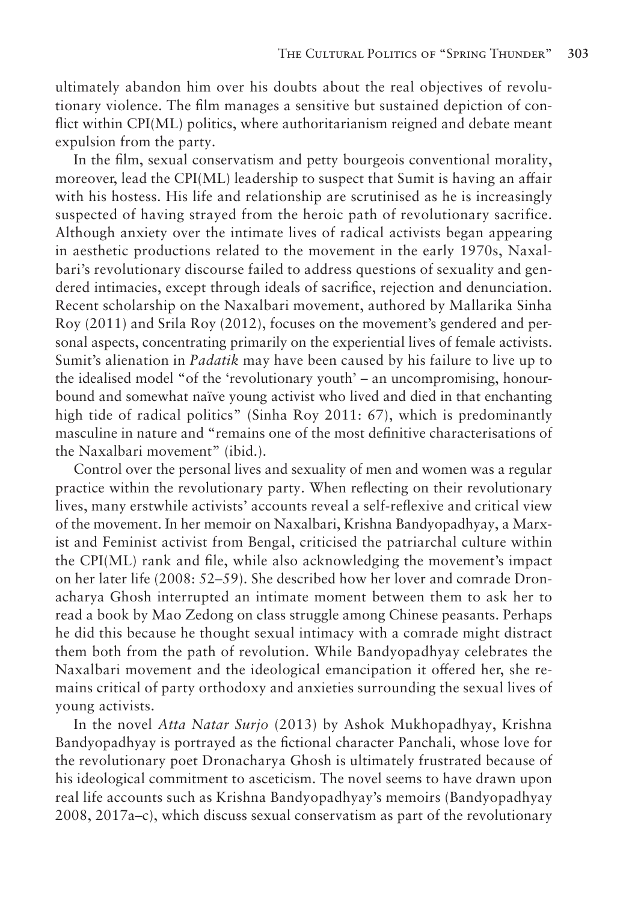ultimately abandon him over his doubts about the real objectives of revolutionary violence. The film manages a sensitive but sustained depiction of conflict within CPI(ML) politics, where authoritarianism reigned and debate meant expulsion from the party.

In the film, sexual conservatism and petty bourgeois conventional morality, moreover, lead the CPI(ML) leadership to suspect that Sumit is having an affair with his hostess. His life and relationship are scrutinised as he is increasingly suspected of having strayed from the heroic path of revolutionary sacrifice. Although anxiety over the intimate lives of radical activists began appearing in aesthetic productions related to the movement in the early 1970s, Naxalbari's revolutionary discourse failed to address questions of sexuality and gendered intimacies, except through ideals of sacrifice, rejection and denunciation. Recent scholarship on the Naxalbari movement, authored by Mallarika Sinha Roy (2011) and Srila Roy (2012), focuses on the movement's gendered and personal aspects, concentrating primarily on the experiential lives of female activists. Sumit's alienation in *Padatik* may have been caused by his failure to live up to the idealised model "of the 'revolutionary youth' – an uncompromising, honour-bound and somewhat naïve young activist who lived and died in that enchanting high tide of radical politics" (Sinha Roy 2011: 67), which is predominantly masculine in nature and "remains one of the most definitive characterisations of the Naxalbari movement" (ibid.).

Control over the personal lives and sexuality of men and women was a regular practice within the revolutionary party. When reflecting on their revolutionary lives, many erstwhile activists' accounts reveal a self-reflexive and critical view of the movement. In her memoir on Naxalbari, Krishna Bandyopadhyay, a Marxist and Feminist activist from Bengal, criticised the patriarchal culture within the CPI(ML) rank and file, while also acknowledging the movement's impact on her later life (2008: 52–59). She described how her lover and comrade Dronacharya Ghosh interrupted an intimate moment between them to ask her to read a book by Mao Zedong on class struggle among Chinese peasants. Perhaps he did this because he thought sexual intimacy with a comrade might distract them both from the path of revolution. While Bandyopadhyay celebrates the Naxalbari movement and the ideological emancipation it offered her, she remains critical of party orthodoxy and anxieties surrounding the sexual lives of young activists.

In the novel *Atta Natar Surjo* (2013) by Ashok Mukhopadhyay, Krishna Bandyopadhyay is portrayed as the fictional character Panchali, whose love for the revolutionary poet Dronacharya Ghosh is ultimately frustrated because of his ideological commitment to asceticism. The novel seems to have drawn upon real life accounts such as Krishna Bandyopadhyay's memoirs (Bandyopadhyay 2008, 2017a–c), which discuss sexual conservatism as part of the revolutionary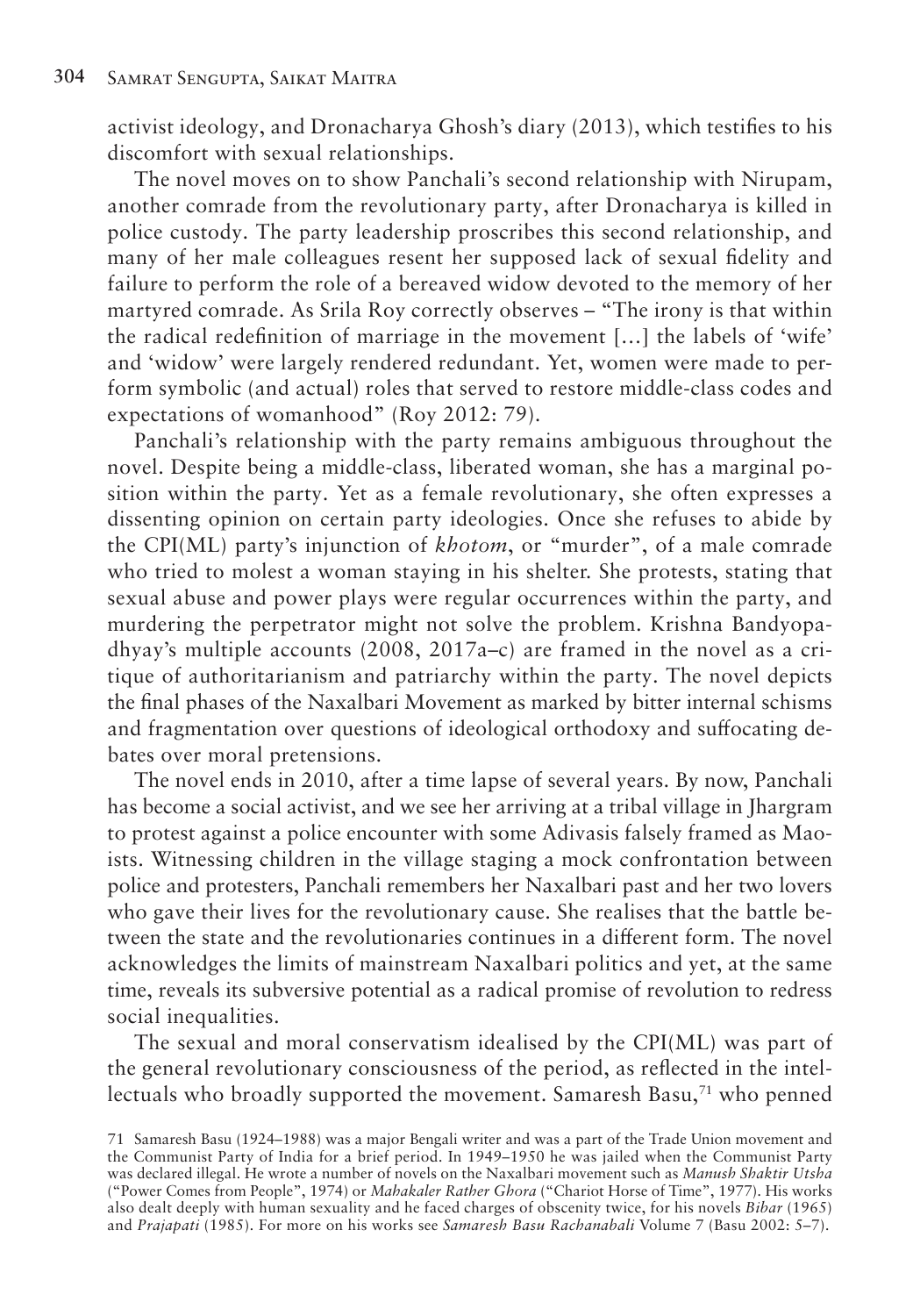activist ideology, and Dronacharya Ghosh's diary (2013), which testifies to his discomfort with sexual relationships.

The novel moves on to show Panchali's second relationship with Nirupam, another comrade from the revolutionary party, after Dronacharya is killed in police custody. The party leadership proscribes this second relationship, and many of her male colleagues resent her supposed lack of sexual fidelity and failure to perform the role of a bereaved widow devoted to the memory of her martyred comrade. As Srila Roy correctly observes – "The irony is that within the radical redefinition of marriage in the movement […] the labels of 'wife' and 'widow' were largely rendered redundant. Yet, women were made to perform symbolic (and actual) roles that served to restore middle-class codes and expectations of womanhood" (Roy 2012: 79).

Panchali's relationship with the party remains ambiguous throughout the novel. Despite being a middle-class, liberated woman, she has a marginal position within the party. Yet as a female revolutionary, she often expresses a dissenting opinion on certain party ideologies. Once she refuses to abide by the CPI(ML) party's injunction of *khotom*, or "murder", of a male comrade who tried to molest a woman staying in his shelter. She protests, stating that sexual abuse and power plays were regular occurrences within the party, and murdering the perpetrator might not solve the problem. Krishna Bandyopadhyay's multiple accounts (2008, 2017a–c) are framed in the novel as a critique of authoritarianism and patriarchy within the party. The novel depicts the final phases of the Naxalbari Movement as marked by bitter internal schisms and fragmentation over questions of ideological orthodoxy and suffocating debates over moral pretensions.

The novel ends in 2010, after a time lapse of several years. By now, Panchali has become a social activist, and we see her arriving at a tribal village in Jhargram to protest against a police encounter with some Adivasis falsely framed as Maoists. Witnessing children in the village staging a mock confrontation between police and protesters, Panchali remembers her Naxalbari past and her two lovers who gave their lives for the revolutionary cause. She realises that the battle between the state and the revolutionaries continues in a different form. The novel acknowledges the limits of mainstream Naxalbari politics and yet, at the same time, reveals its subversive potential as a radical promise of revolution to redress social inequalities.

The sexual and moral conservatism idealised by the CPI(ML) was part of the general revolutionary consciousness of the period, as reflected in the intellectuals who broadly supported the movement. Samaresh Basu,[71] who penned

71 Samaresh Basu (1924–1988) was a major Bengali writer and was a part of the Trade Union movement and the Communist Party of India for a brief period. In 1949–1950 he was jailed when the Communist Party was declared illegal. He wrote a number of novels on the Naxalbari movement such as *Manush Shaktir Utsha* ("Power Comes from People", 1974) or *Mahakaler Rather Ghora* ("Chariot Horse of Time", 1977). His works also dealt deeply with human sexuality and he faced charges of obscenity twice, for his novels *Bibar* (1965) and *Prajapati* (1985). For more on his works see *Samaresh Basu Rachanabali* Volume 7 (Basu 2002: 5–7).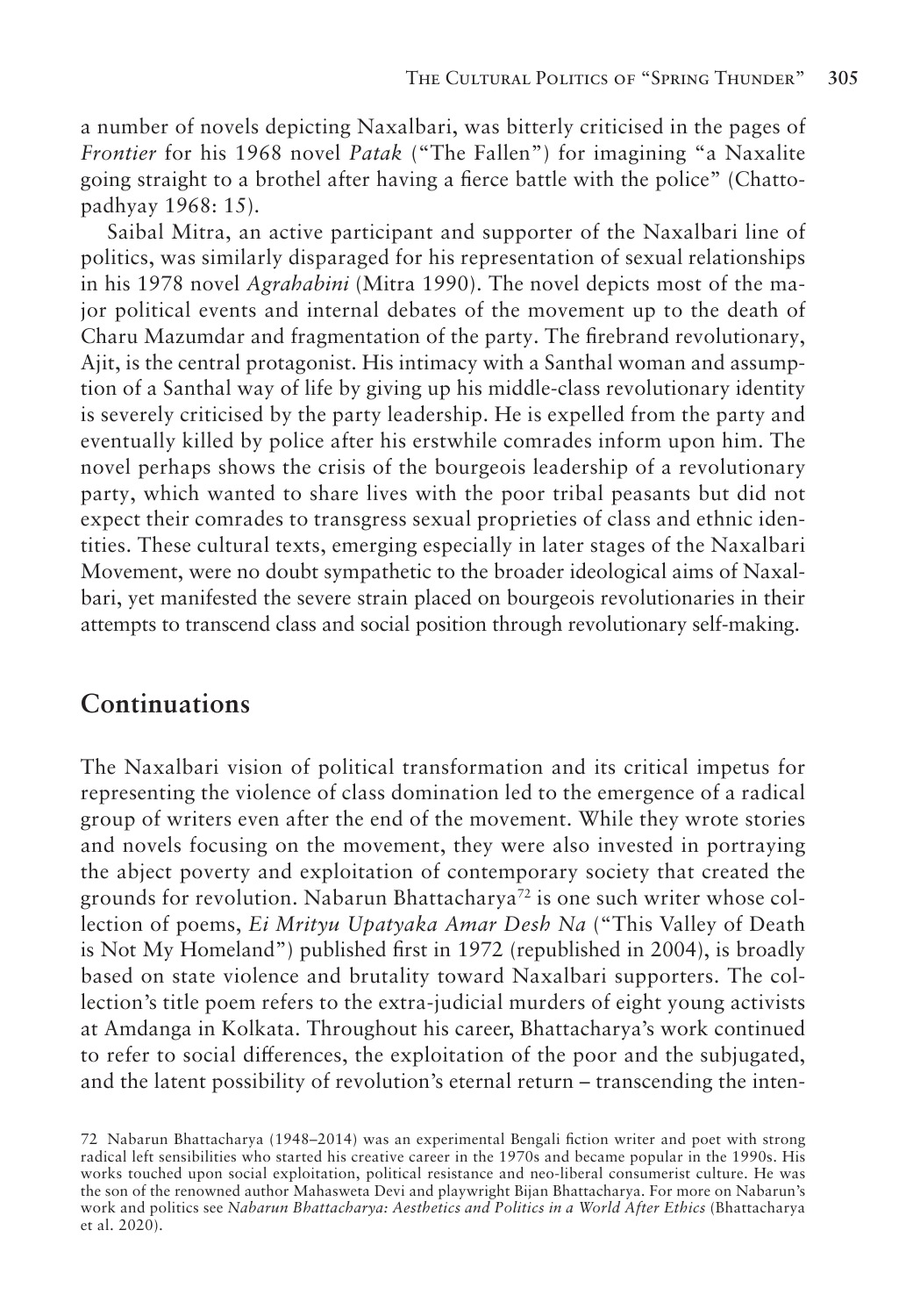a number of novels depicting Naxalbari, was bitterly criticised in the pages of *Frontier* for his 1968 novel *Patak* ("The Fallen") for imagining "a Naxalite going straight to a brothel after having a fierce battle with the police" (Chattopadhyay 1968: 15).

Saibal Mitra, an active participant and supporter of the Naxalbari line of politics, was similarly disparaged for his representation of sexual relationships in his 1978 novel *Agrahabini* (Mitra 1990). The novel depicts most of the major political events and internal debates of the movement up to the death of Charu Mazumdar and fragmentation of the party. The firebrand revolutionary, Ajit, is the central protagonist. His intimacy with a Santhal woman and assumption of a Santhal way of life by giving up his middle-class revolutionary identity is severely criticised by the party leadership. He is expelled from the party and eventually killed by police after his erstwhile comrades inform upon him. The novel perhaps shows the crisis of the bourgeois leadership of a revolutionary party, which wanted to share lives with the poor tribal peasants but did not expect their comrades to transgress sexual proprieties of class and ethnic identities. These cultural texts, emerging especially in later stages of the Naxalbari Movement, were no doubt sympathetic to the broader ideological aims of Naxalbari, yet manifested the severe strain placed on bourgeois revolutionaries in their attempts to transcend class and social position through revolutionary self-making.

## Continuations

The Naxalbari vision of political transformation and its critical impetus for representing the violence of class domination led to the emergence of a radical group of writers even after the end of the movement. While they wrote stories and novels focusing on the movement, they were also invested in portraying the abject poverty and exploitation of contemporary society that created the grounds for revolution. Nabarun Bhattacharya[72] is one such writer whose collection of poems, *Ei Mrityu Upatyaka Amar Desh Na* ("This Valley of Death is Not My Homeland") published first in 1972 (republished in 2004), is broadly based on state violence and brutality toward Naxalbari supporters. The collection's title poem refers to the extra-judicial murders of eight young activists at Amdanga in Kolkata. Throughout his career, Bhattacharya's work continued to refer to social differences, the exploitation of the poor and the subjugated, and the latent possibility of revolution's eternal return – transcending the inten-

72 Nabarun Bhattacharya (1948–2014) was an experimental Bengali fiction writer and poet with strong radical left sensibilities who started his creative career in the 1970s and became popular in the 1990s. His works touched upon social exploitation, political resistance and neo-liberal consumerist culture. He was the son of the renowned author Mahasweta Devi and playwright Bijan Bhattacharya. For more on Nabarun's work and politics see *Nabarun Bhattacharya: Aesthetics and Politics in a World After Ethics* (Bhattacharya et al. 2020).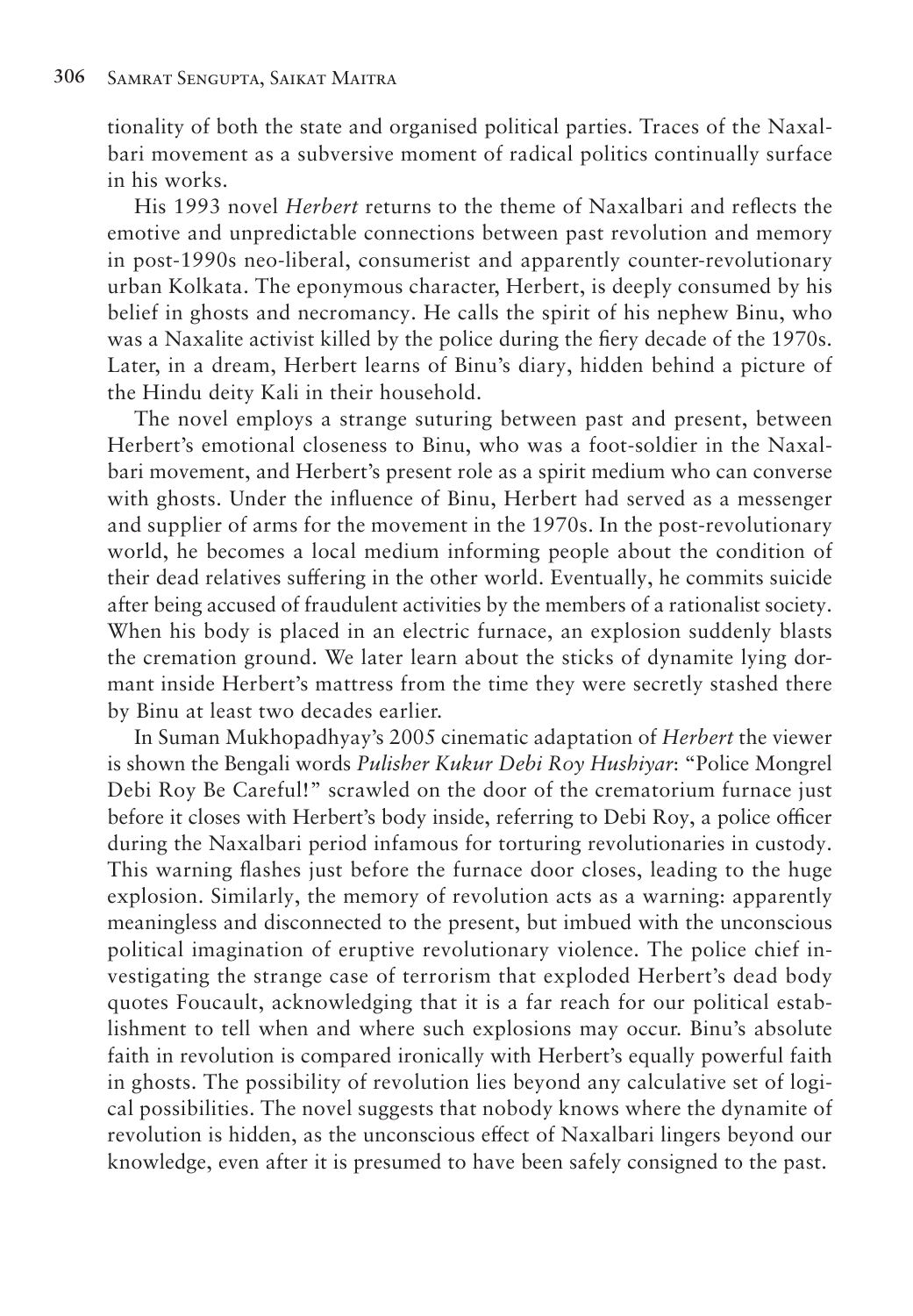tionality of both the state and organised political parties. Traces of the Naxalbari movement as a subversive moment of radical politics continually surface in his works.

His 1993 novel *Herbert* returns to the theme of Naxalbari and reflects the emotive and unpredictable connections between past revolution and memory in post-1990s neo-liberal, consumerist and apparently counter-revolutionary urban Kolkata. The eponymous character, Herbert, is deeply consumed by his belief in ghosts and necromancy. He calls the spirit of his nephew Binu, who was a Naxalite activist killed by the police during the fiery decade of the 1970s. Later, in a dream, Herbert learns of Binu's diary, hidden behind a picture of the Hindu deity Kali in their household.

The novel employs a strange suturing between past and present, between Herbert's emotional closeness to Binu, who was a foot-soldier in the Naxalbari movement, and Herbert's present role as a spirit medium who can converse with ghosts. Under the influence of Binu, Herbert had served as a messenger and supplier of arms for the movement in the 1970s. In the post-revolutionary world, he becomes a local medium informing people about the condition of their dead relatives suffering in the other world. Eventually, he commits suicide after being accused of fraudulent activities by the members of a rationalist society. When his body is placed in an electric furnace, an explosion suddenly blasts the cremation ground. We later learn about the sticks of dynamite lying dormant inside Herbert's mattress from the time they were secretly stashed there by Binu at least two decades earlier.

In Suman Mukhopadhyay's 2005 cinematic adaptation of *Herbert* the viewer is shown the Bengali words *Pulisher Kukur Debi Roy Hushiyar*: "Police Mongrel Debi Roy Be Careful!" scrawled on the door of the crematorium furnace just before it closes with Herbert's body inside, referring to Debi Roy, a police officer during the Naxalbari period infamous for torturing revolutionaries in custody. This warning flashes just before the furnace door closes, leading to the huge explosion. Similarly, the memory of revolution acts as a warning: apparently meaningless and disconnected to the present, but imbued with the unconscious political imagination of eruptive revolutionary violence. The police chief investigating the strange case of terrorism that exploded Herbert's dead body quotes Foucault, acknowledging that it is a far reach for our political establishment to tell when and where such explosions may occur. Binu's absolute faith in revolution is compared ironically with Herbert's equally powerful faith in ghosts. The possibility of revolution lies beyond any calculative set of logical possibilities. The novel suggests that nobody knows where the dynamite of revolution is hidden, as the unconscious effect of Naxalbari lingers beyond our knowledge, even after it is presumed to have been safely consigned to the past.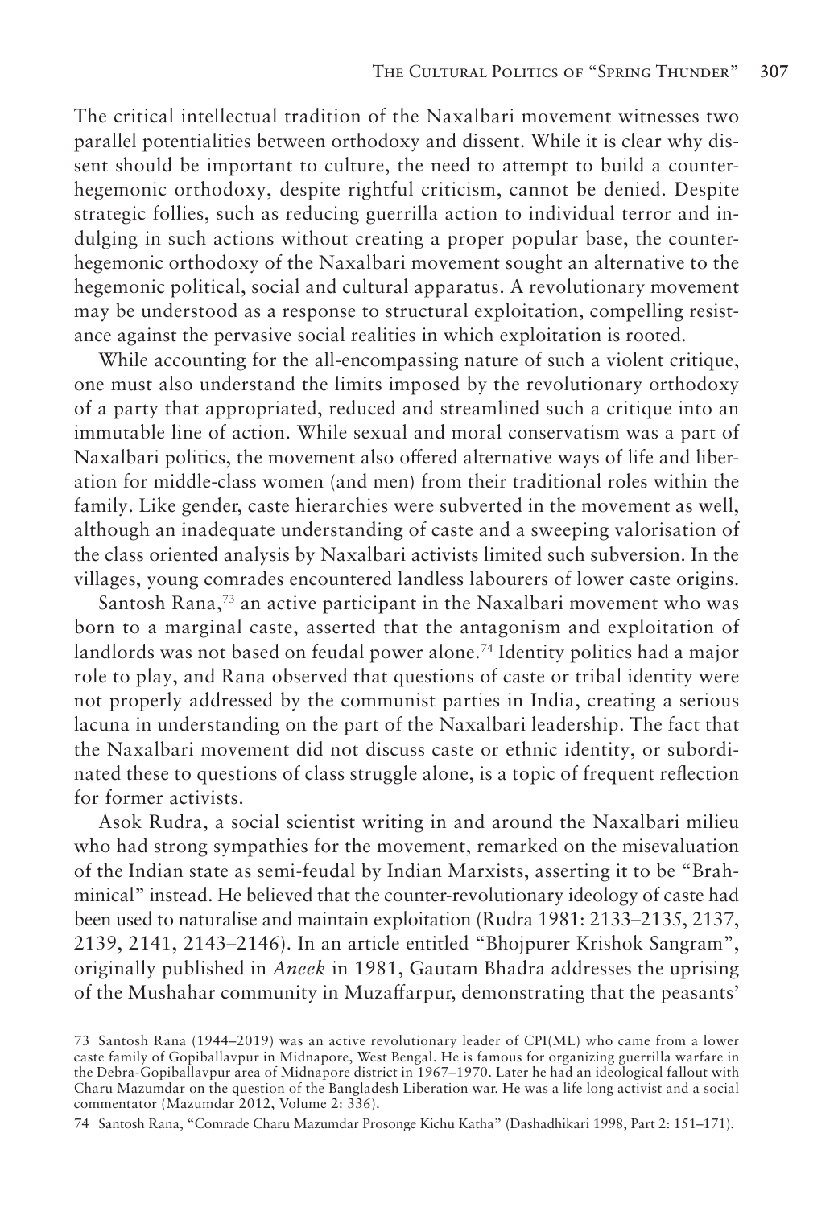The critical intellectual tradition of the Naxalbari movement witnesses two parallel potentialities between orthodoxy and dissent. While it is clear why dissent should be important to culture, the need to attempt to build a counter-hegemonic orthodoxy, despite rightful criticism, cannot be denied. Despite strategic follies, such as reducing guerrilla action to individual terror and indulging in such actions without creating a proper popular base, the counter-hegemonic orthodoxy of the Naxalbari movement sought an alternative to the hegemonic political, social and cultural apparatus. A revolutionary movement may be understood as a response to structural exploitation, compelling resistance against the pervasive social realities in which exploitation is rooted.

While accounting for the all-encompassing nature of such a violent critique, one must also understand the limits imposed by the revolutionary orthodoxy of a party that appropriated, reduced and streamlined such a critique into an immutable line of action. While sexual and moral conservatism was a part of Naxalbari politics, the movement also offered alternative ways of life and liberation for middle-class women (and men) from their traditional roles within the family. Like gender, caste hierarchies were subverted in the movement as well, although an inadequate understanding of caste and a sweeping valorisation of the class oriented analysis by Naxalbari activists limited such subversion. In the villages, young comrades encountered landless labourers of lower caste origins.

Santosh Rana,[73] an active participant in the Naxalbari movement who was born to a marginal caste, asserted that the antagonism and exploitation of landlords was not based on feudal power alone.[74] Identity politics had a major role to play, and Rana observed that questions of caste or tribal identity were not properly addressed by the communist parties in India, creating a serious lacuna in understanding on the part of the Naxalbari leadership. The fact that the Naxalbari movement did not discuss caste or ethnic identity, or subordinated these to questions of class struggle alone, is a topic of frequent reflection for former activists.

Asok Rudra, a social scientist writing in and around the Naxalbari milieu who had strong sympathies for the movement, remarked on the misevaluation of the Indian state as semi-feudal by Indian Marxists, asserting it to be "Brahminical" instead. He believed that the counter-revolutionary ideology of caste had been used to naturalise and maintain exploitation (Rudra 1981: 2133–2135, 2137, 2139, 2141, 2143–2146). In an article entitled "Bhojpurer Krishok Sangram", originally published in *Aneek* in 1981, Gautam Bhadra addresses the uprising of the Mushahar community in Muzaffarpur, demonstrating that the peasants'

73 Santosh Rana (1944–2019) was an active revolutionary leader of CPI(ML) who came from a lower caste family of Gopiballavpur in Midnapore, West Bengal. He is famous for organizing guerrilla warfare in the Debra-Gopiballavpur area of Midnapore district in 1967–1970. Later he had an ideological fallout with Charu Mazumdar on the question of the Bangladesh Liberation war. He was a life long activist and a social commentator (Mazumdar 2012, Volume 2: 336).

74 Santosh Rana, "Comrade Charu Mazumdar Prosonge Kichu Katha" (Dashadhikari 1998, Part 2: 151–171).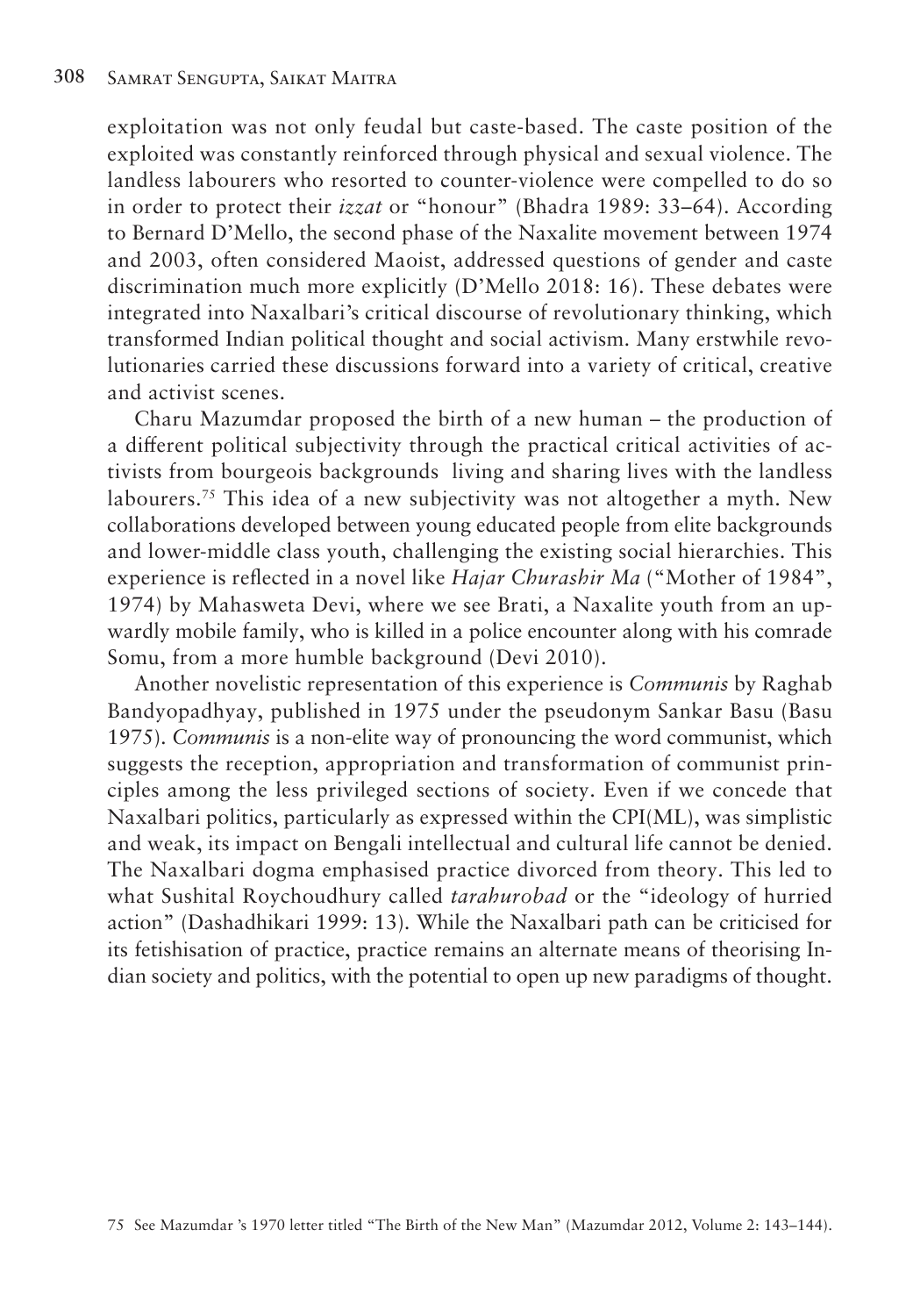exploitation was not only feudal but caste-based. The caste position of the exploited was constantly reinforced through physical and sexual violence. The landless labourers who resorted to counter-violence were compelled to do so in order to protect their *izzat* or "honour" (Bhadra 1989: 33–64). According to Bernard D'Mello, the second phase of the Naxalite movement between 1974 and 2003, often considered Maoist, addressed questions of gender and caste discrimination much more explicitly (D'Mello 2018: 16). These debates were integrated into Naxalbari's critical discourse of revolutionary thinking, which transformed Indian political thought and social activism. Many erstwhile revolutionaries carried these discussions forward into a variety of critical, creative and activist scenes.

Charu Mazumdar proposed the birth of a new human – the production of a different political subjectivity through the practical critical activities of activists from bourgeois backgrounds living and sharing lives with the landless labourers.[75] This idea of a new subjectivity was not altogether a myth. New collaborations developed between young educated people from elite backgrounds and lower-middle class youth, challenging the existing social hierarchies. This experience is reflected in a novel like *Hajar Churashir Ma* ("Mother of 1984", 1974) by Mahasweta Devi, where we see Brati, a Naxalite youth from an upwardly mobile family, who is killed in a police encounter along with his comrade Somu, from a more humble background (Devi 2010).

Another novelistic representation of this experience is *Communis* by Raghab Bandyopadhyay, published in 1975 under the pseudonym Sankar Basu (Basu 1975). *Communis* is a non-elite way of pronouncing the word communist, which suggests the reception, appropriation and transformation of communist principles among the less privileged sections of society. Even if we concede that Naxalbari politics, particularly as expressed within the CPI(ML), was simplistic and weak, its impact on Bengali intellectual and cultural life cannot be denied. The Naxalbari dogma emphasised practice divorced from theory. This led to what Sushital Roychoudhury called *tarahurobad* or the "ideology of hurried action" (Dashadhikari 1999: 13). While the Naxalbari path can be criticised for its fetishisation of practice, practice remains an alternate means of theorising Indian society and politics, with the potential to open up new paradigms of thought.

75 See Mazumdar 's 1970 letter titled "The Birth of the New Man" (Mazumdar 2012, Volume 2: 143–144).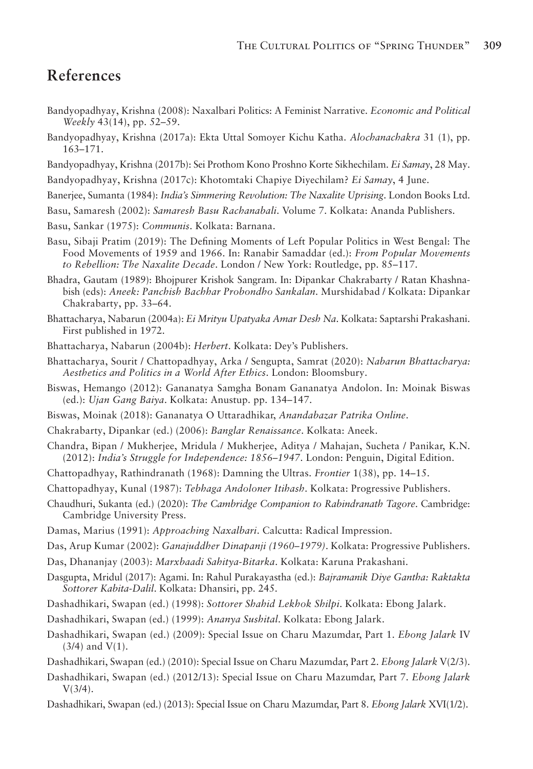## References

Bandyopadhyay, Krishna (2008): Naxalbari Politics: A Feminist Narrative. *Economic and Political Weekly* 43(14), pp. 52–59.

Bandyopadhyay, Krishna (2017a): Ekta Uttal Somoyer Kichu Katha. *Alochanachakra* 31 (1), pp. 163–171.

Bandyopadhyay, Krishna (2017b): Sei Prothom Kono Proshno Korte Sikhechilam. *Ei Samay*, 28 May.

Bandyopadhyay, Krishna (2017c): Khotomtaki Chapiye Diyechilam? *Ei Samay*, 4 June.

Banerjee, Sumanta (1984): *India's Simmering Revolution: The Naxalite Uprising*. London Books Ltd.

Basu, Samaresh (2002): *Samaresh Basu Rachanabali*. Volume 7. Kolkata: Ananda Publishers.

Basu, Sankar (1975): *Communis*. Kolkata: Barnana.

Basu, Sibaji Pratim (2019): The Defining Moments of Left Popular Politics in West Bengal: The Food Movements of 1959 and 1966. In: Ranabir Samaddar (ed.): *From Popular Movements to Rebellion: The Naxalite Decade*. London / New York: Routledge, pp. 85–117.

Bhadra, Gautam (1989): Bhojpurer Krishok Sangram. In: Dipankar Chakrabarty / Ratan Khashnabish (eds): *Aneek: Panchish Bachhar Probondho Sankalan*. Murshidabad / Kolkata: Dipankar Chakrabarty, pp. 33–64.

Bhattacharya, Nabarun (2004a): *Ei Mrityu Upatyaka Amar Desh Na*. Kolkata: Saptarshi Prakashani. First published in 1972.

Bhattacharya, Nabarun (2004b): *Herbert*. Kolkata: Dey's Publishers.

Bhattacharya, Sourit / Chattopadhyay, Arka / Sengupta, Samrat (2020): *Nabarun Bhattacharya: Aesthetics and Politics in a World After Ethics*. London: Bloomsbury.

Biswas, Hemango (2012): Gananatya Samgha Bonam Gananatya Andolon. In: Moinak Biswas (ed.): *Ujan Gang Baiya*. Kolkata: Anustup. pp. 134–147.

Biswas, Moinak (2018): Gananatya O Uttaradhikar, *Anandabazar Patrika Online*.

Chakrabarty, Dipankar (ed.) (2006): *Banglar Renaissance*. Kolkata: Aneek.

Chandra, Bipan / Mukherjee, Mridula / Mukherjee, Aditya / Mahajan, Sucheta / Panikar, K.N. (2012): *India's Struggle for Independence: 1856–1947*. London: Penguin, Digital Edition.

Chattopadhyay, Rathindranath (1968): Damning the Ultras. *Frontier* 1(38), pp. 14–15.

Chattopadhyay, Kunal (1987): *Tebhaga Andoloner Itihash*. Kolkata: Progressive Publishers.

Chaudhuri, Sukanta (ed.) (2020): *The Cambridge Companion to Rabindranath Tagore*. Cambridge: Cambridge University Press.

Damas, Marius (1991): *Approaching Naxalbari*. Calcutta: Radical Impression.

Das, Arup Kumar (2002): *Ganajuddher Dinapanji (1960–1979)*. Kolkata: Progressive Publishers.

Das, Dhananjay (2003): *Marxbaadi Sahitya-Bitarka*. Kolkata: Karuna Prakashani.

Dasgupta, Mridul (2017): Agami. In: Rahul Purakayastha (ed.): *Bajramanik Diye Gantha: Raktakta Sottorer Kabita-Dalil*. Kolkata: Dhansiri, pp. 245.

Dashadhikari, Swapan (ed.) (1998): *Sottorer Shahid Lekhok Shilpi*. Kolkata: Ebong Jalark.

Dashadhikari, Swapan (ed.) (1999): *Ananya Sushital*. Kolkata: Ebong Jalark.

Dashadhikari, Swapan (ed.) (2009): Special Issue on Charu Mazumdar, Part 1. *Ebong Jalark* IV (3/4) and V(1).

Dashadhikari, Swapan (ed.) (2010): Special Issue on Charu Mazumdar, Part 2. *Ebong Jalark* V(2/3).

Dashadhikari, Swapan (ed.) (2012/13): Special Issue on Charu Mazumdar, Part 7. *Ebong Jalark* V(3/4).

Dashadhikari, Swapan (ed.) (2013): Special Issue on Charu Mazumdar, Part 8. *Ebong Jalark* XVI(1/2).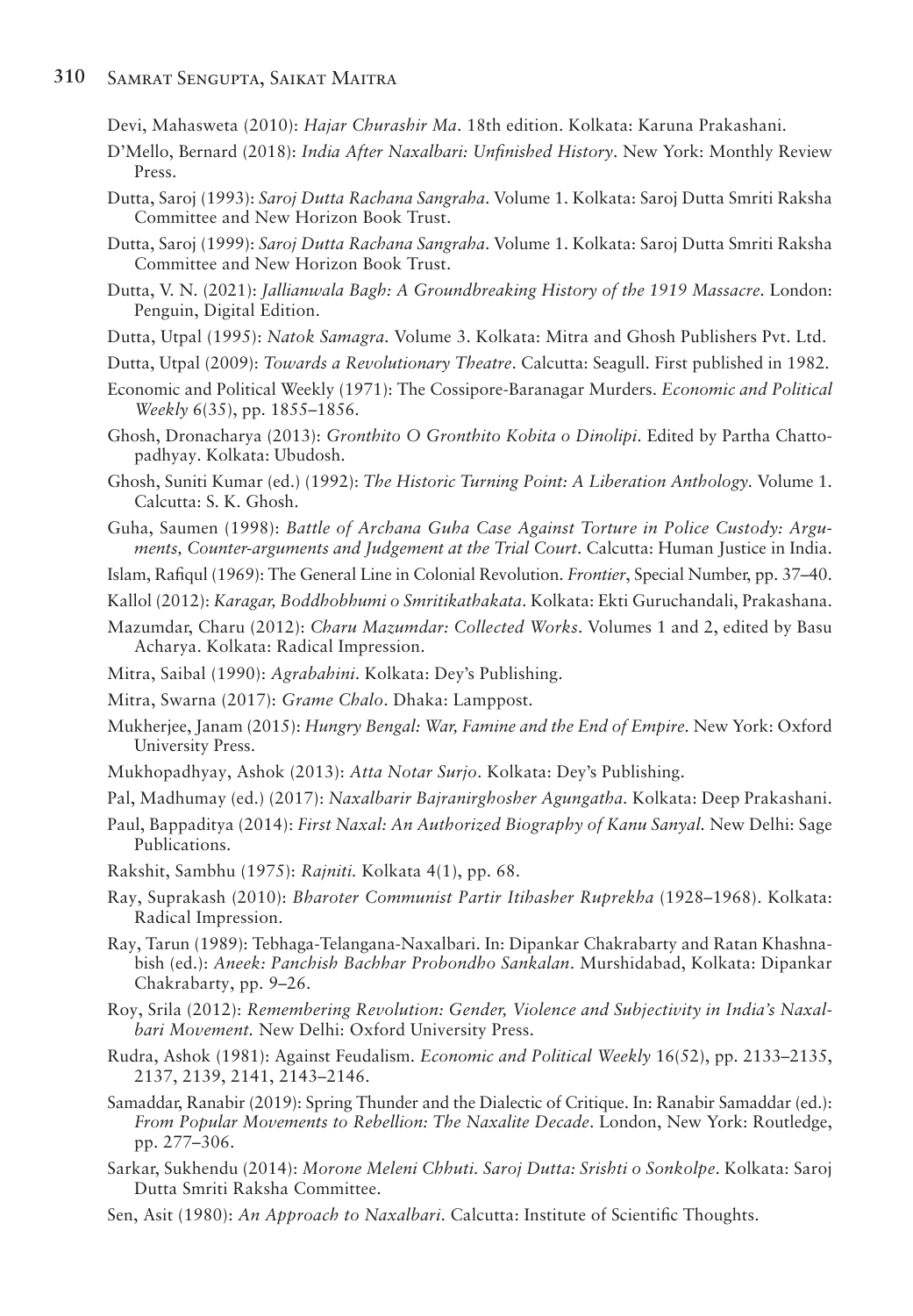Devi, Mahasweta (2010): *Hajar Churashir Ma*. 18th edition. Kolkata: Karuna Prakashani.

D'Mello, Bernard (2018): *India After Naxalbari: Unfinished History*. New York: Monthly Review Press.

Dutta, Saroj (1993): *Saroj Dutta Rachana Sangraha*. Volume 1. Kolkata: Saroj Dutta Smriti Raksha Committee and New Horizon Book Trust.

Dutta, Saroj (1999): *Saroj Dutta Rachana Sangraha*. Volume 1. Kolkata: Saroj Dutta Smriti Raksha Committee and New Horizon Book Trust.

Dutta, V. N. (2021): *Jallianwala Bagh: A Groundbreaking History of the 1919 Massacre.* London: Penguin, Digital Edition.

Dutta, Utpal (1995): *Natok Samagra*. Volume 3. Kolkata: Mitra and Ghosh Publishers Pvt. Ltd.

Dutta, Utpal (2009): *Towards a Revolutionary Theatre*. Calcutta: Seagull. First published in 1982.

Economic and Political Weekly (1971): The Cossipore-Baranagar Murders. *Economic and Political Weekly* 6(35), pp. 1855–1856.

Ghosh, Dronacharya (2013): *Gronthito O Gronthito Kobita o Dinolipi.* Edited by Partha Chattopadhyay. Kolkata: Ubudosh.

Ghosh, Suniti Kumar (ed.) (1992): *The Historic Turning Point: A Liberation Anthology.* Volume 1. Calcutta: S. K. Ghosh.

Guha, Saumen (1998): *Battle of Archana Guha Case Against Torture in Police Custody: Arguments, Counter-arguments and Judgement at the Trial Court*. Calcutta: Human Justice in India.

Islam, Rafiqul (1969): The General Line in Colonial Revolution. *Frontier*, Special Number, pp. 37–40.

Kallol (2012): *Karagar, Boddhobhumi o Smritikathakata*. Kolkata: Ekti Guruchandali, Prakashana.

Mazumdar, Charu (2012): *Charu Mazumdar: Collected Works*. Volumes 1 and 2, edited by Basu Acharya. Kolkata: Radical Impression.

Mitra, Saibal (1990): *Agrabahini*. Kolkata: Dey's Publishing.

Mitra, Swarna (2017): *Grame Chalo*. Dhaka: Lamppost.

Mukherjee, Janam (2015): *Hungry Bengal: War, Famine and the End of Empire*. New York: Oxford University Press.

Mukhopadhyay, Ashok (2013): *Atta Notar Surjo*. Kolkata: Dey's Publishing.

Pal, Madhumay (ed.) (2017): *Naxalbarir Bajranirghosher Agungatha*. Kolkata: Deep Prakashani.

Paul, Bappaditya (2014): *First Naxal: An Authorized Biography of Kanu Sanyal.* New Delhi: Sage Publications.

Rakshit, Sambhu (1975): *Rajniti.* Kolkata 4(1), pp. 68.

Ray, Suprakash (2010): *Bharoter Communist Partir Itihasher Ruprekha* (1928–1968). Kolkata: Radical Impression.

Ray, Tarun (1989): Tebhaga-Telangana-Naxalbari. In: Dipankar Chakrabarty and Ratan Khashnabish (ed.): *Aneek: Panchish Bachhar Probondho Sankalan*. Murshidabad, Kolkata: Dipankar Chakrabarty, pp. 9–26.

Roy, Srila (2012): *Remembering Revolution: Gender, Violence and Subjectivity in India's Naxalbari Movement.* New Delhi: Oxford University Press.

Rudra, Ashok (1981): Against Feudalism. *Economic and Political Weekly* 16(52), pp. 2133–2135, 2137, 2139, 2141, 2143–2146.

Samaddar, Ranabir (2019): Spring Thunder and the Dialectic of Critique. In: Ranabir Samaddar (ed.): *From Popular Movements to Rebellion: The Naxalite Decade*. London, New York: Routledge, pp. 277–306.

Sarkar, Sukhendu (2014): *Morone Meleni Chhuti. Saroj Dutta: Srishti o Sonkolpe*. Kolkata: Saroj Dutta Smriti Raksha Committee.

Sen, Asit (1980): *An Approach to Naxalbari.* Calcutta: Institute of Scientific Thoughts.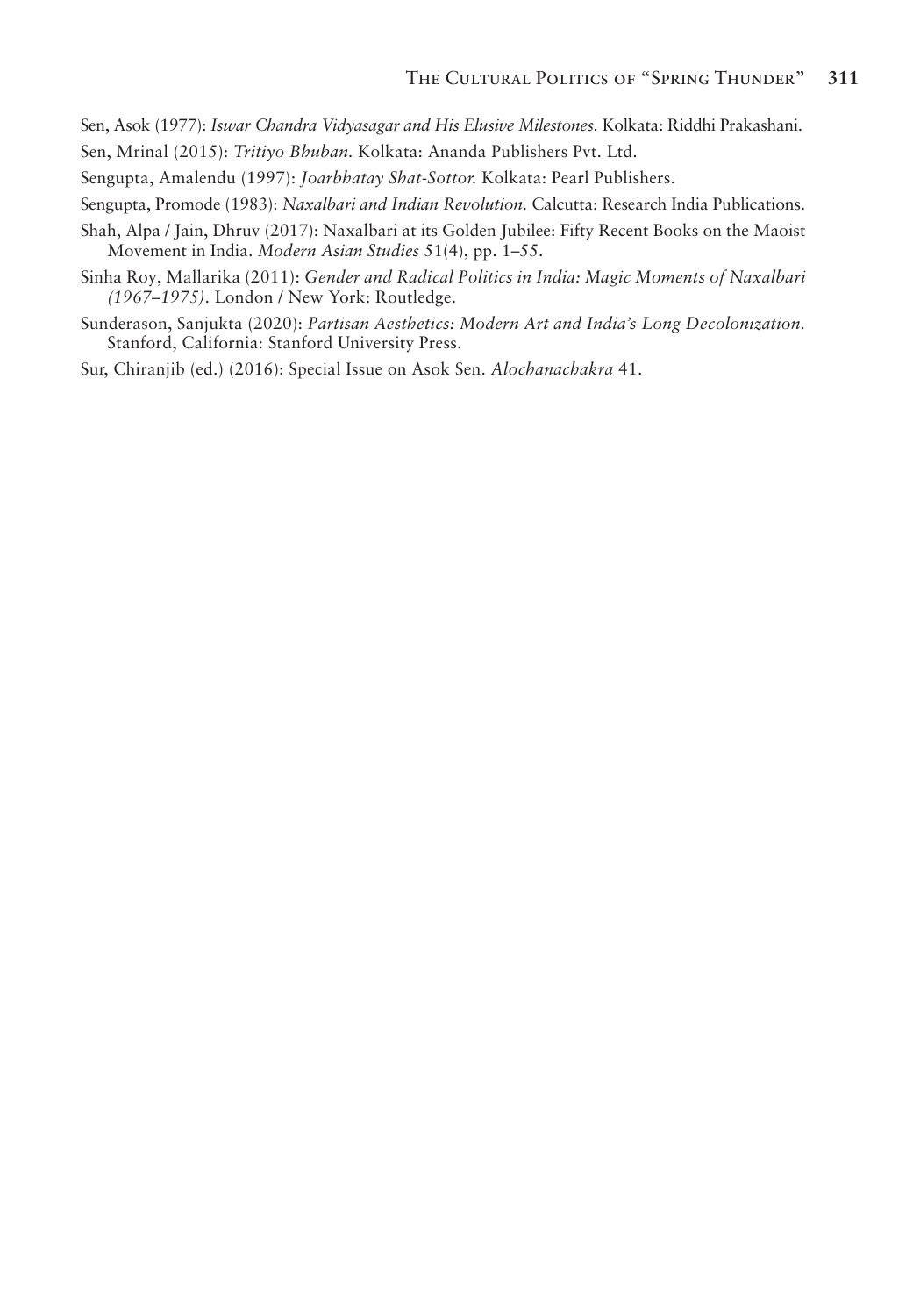Sen, Asok (1977): *Iswar Chandra Vidyasagar and His Elusive Milestones*. Kolkata: Riddhi Prakashani.

Sen, Mrinal (2015): *Tritiyo Bhuban*. Kolkata: Ananda Publishers Pvt. Ltd.

Sengupta, Amalendu (1997): *Joarbhatay Shat-Sottor*. Kolkata: Pearl Publishers.

Sengupta, Promode (1983): *Naxalbari and Indian Revolution*. Calcutta: Research India Publications.

Shah, Alpa / Jain, Dhruv (2017): Naxalbari at its Golden Jubilee: Fifty Recent Books on the Maoist Movement in India. *Modern Asian Studies* 51(4), pp. 1–55.

Sinha Roy, Mallarika (2011): *Gender and Radical Politics in India: Magic Moments of Naxalbari (1967–1975)*. London / New York: Routledge.

Sunderason, Sanjukta (2020): *Partisan Aesthetics: Modern Art and India's Long Decolonization*. Stanford, California: Stanford University Press.

Sur, Chiranjib (ed.) (2016): Special Issue on Asok Sen. *Alochanachakra* 41.